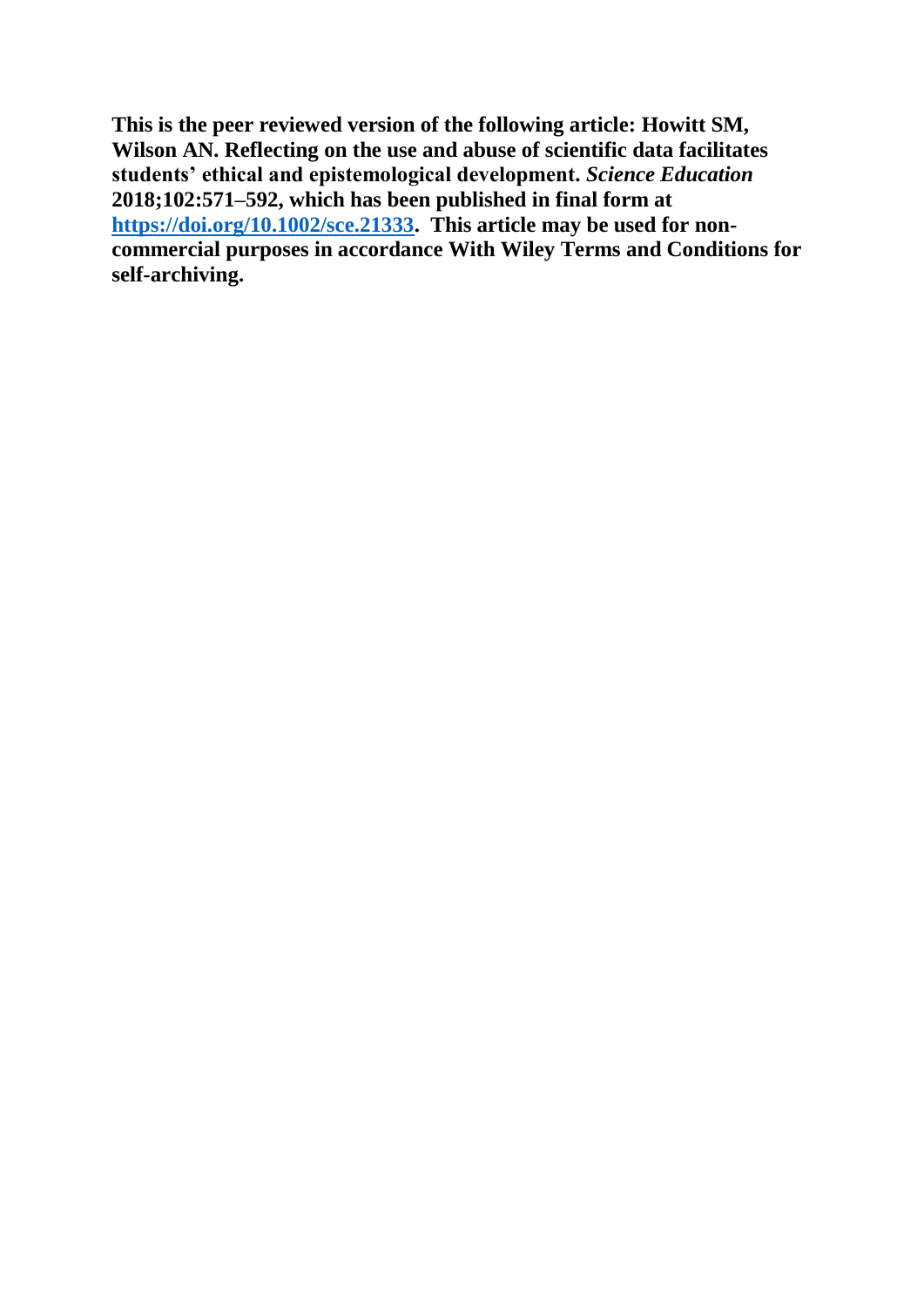**This is the peer reviewed version of the following article: Howitt SM, Wilson AN. Reflecting on the use and abuse of scientific data facilitates students' ethical and epistemological development. *Science Education* 2018;102:571–592, which has been published in final form at [https://doi.org/10.1002/sce.21333](https://doi.org/10.1002/sce.21333). This article may be used for non-commercial purposes in accordance With Wiley Terms and Conditions for self-archiving.**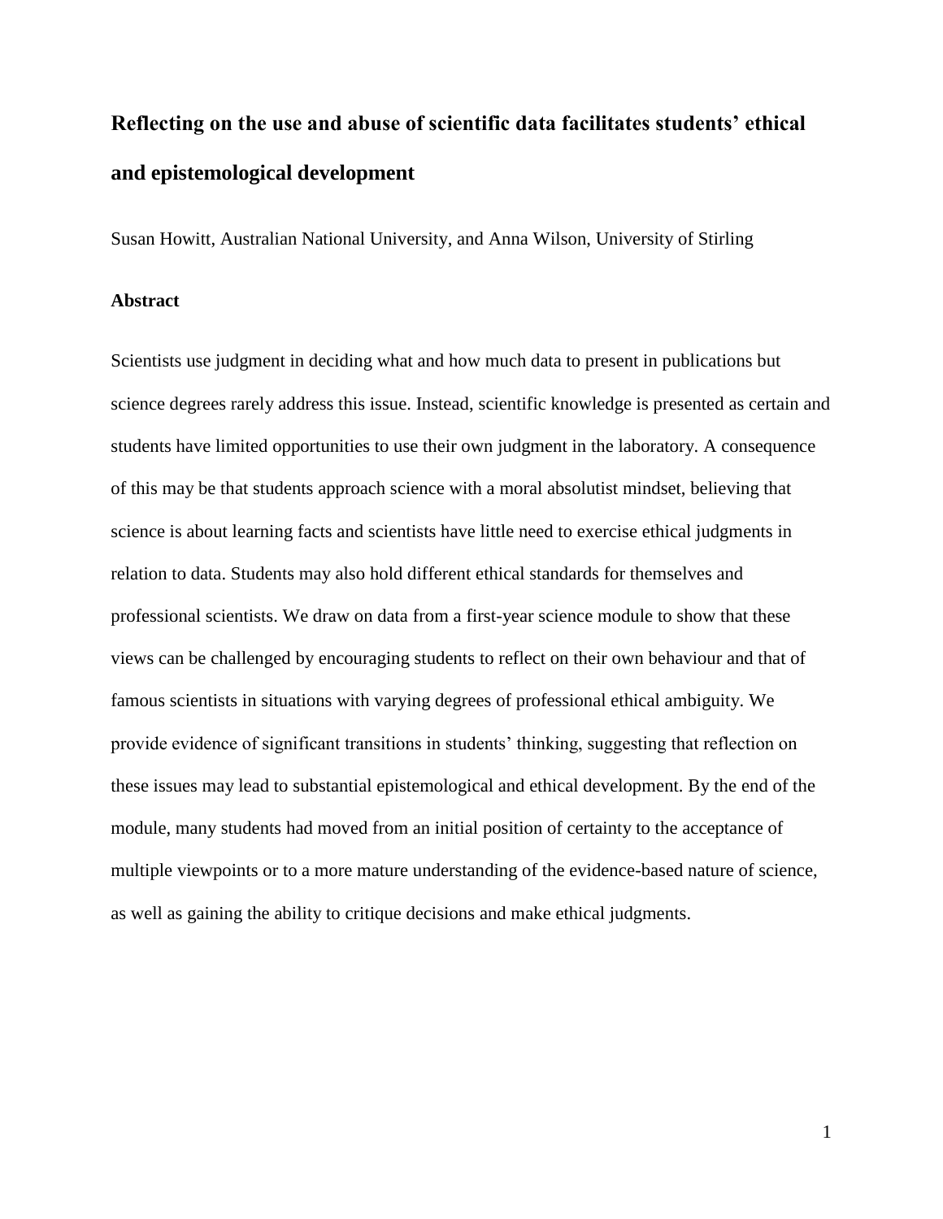# Reflecting on the use and abuse of scientific data facilitates students' ethical and epistemological development

Susan Howitt, Australian National University, and Anna Wilson, University of Stirling

### Abstract

Scientists use judgment in deciding what and how much data to present in publications but science degrees rarely address this issue. Instead, scientific knowledge is presented as certain and students have limited opportunities to use their own judgment in the laboratory. A consequence of this may be that students approach science with a moral absolutist mindset, believing that science is about learning facts and scientists have little need to exercise ethical judgments in relation to data. Students may also hold different ethical standards for themselves and professional scientists. We draw on data from a first-year science module to show that these views can be challenged by encouraging students to reflect on their own behaviour and that of famous scientists in situations with varying degrees of professional ethical ambiguity. We provide evidence of significant transitions in students' thinking, suggesting that reflection on these issues may lead to substantial epistemological and ethical development. By the end of the module, many students had moved from an initial position of certainty to the acceptance of multiple viewpoints or to a more mature understanding of the evidence-based nature of science, as well as gaining the ability to critique decisions and make ethical judgments.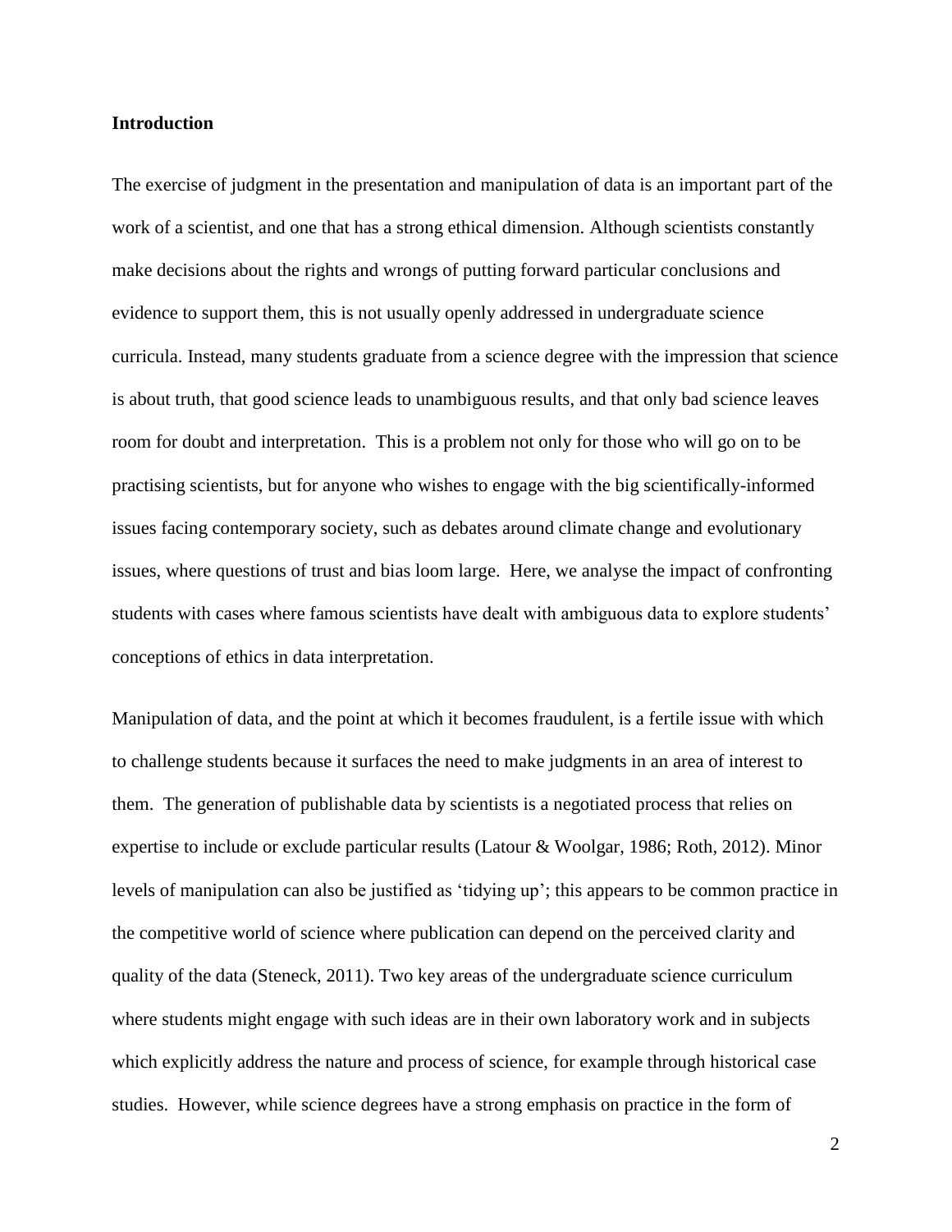## Introduction

The exercise of judgment in the presentation and manipulation of data is an important part of the work of a scientist, and one that has a strong ethical dimension. Although scientists constantly make decisions about the rights and wrongs of putting forward particular conclusions and evidence to support them, this is not usually openly addressed in undergraduate science curricula. Instead, many students graduate from a science degree with the impression that science is about truth, that good science leads to unambiguous results, and that only bad science leaves room for doubt and interpretation. This is a problem not only for those who will go on to be practising scientists, but for anyone who wishes to engage with the big scientifically-informed issues facing contemporary society, such as debates around climate change and evolutionary issues, where questions of trust and bias loom large. Here, we analyse the impact of confronting students with cases where famous scientists have dealt with ambiguous data to explore students' conceptions of ethics in data interpretation.

Manipulation of data, and the point at which it becomes fraudulent, is a fertile issue with which to challenge students because it surfaces the need to make judgments in an area of interest to them. The generation of publishable data by scientists is a negotiated process that relies on expertise to include or exclude particular results (Latour & Woolgar, 1986; Roth, 2012). Minor levels of manipulation can also be justified as 'tidying up'; this appears to be common practice in the competitive world of science where publication can depend on the perceived clarity and quality of the data (Steneck, 2011). Two key areas of the undergraduate science curriculum where students might engage with such ideas are in their own laboratory work and in subjects which explicitly address the nature and process of science, for example through historical case studies. However, while science degrees have a strong emphasis on practice in the form of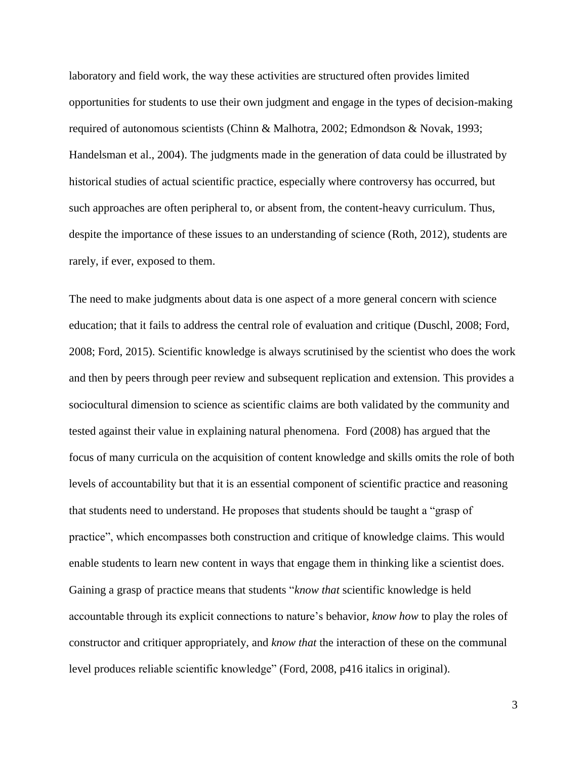laboratory and field work, the way these activities are structured often provides limited opportunities for students to use their own judgment and engage in the types of decision-making required of autonomous scientists (Chinn & Malhotra, 2002; Edmondson & Novak, 1993; Handelsman et al., 2004). The judgments made in the generation of data could be illustrated by historical studies of actual scientific practice, especially where controversy has occurred, but such approaches are often peripheral to, or absent from, the content-heavy curriculum. Thus, despite the importance of these issues to an understanding of science (Roth, 2012), students are rarely, if ever, exposed to them.

The need to make judgments about data is one aspect of a more general concern with science education; that it fails to address the central role of evaluation and critique (Duschl, 2008; Ford, 2008; Ford, 2015). Scientific knowledge is always scrutinised by the scientist who does the work and then by peers through peer review and subsequent replication and extension. This provides a sociocultural dimension to science as scientific claims are both validated by the community and tested against their value in explaining natural phenomena. Ford (2008) has argued that the focus of many curricula on the acquisition of content knowledge and skills omits the role of both levels of accountability but that it is an essential component of scientific practice and reasoning that students need to understand. He proposes that students should be taught a "grasp of practice", which encompasses both construction and critique of knowledge claims. This would enable students to learn new content in ways that engage them in thinking like a scientist does. Gaining a grasp of practice means that students "*know that* scientific knowledge is held accountable through its explicit connections to nature's behavior, *know how* to play the roles of constructor and critiquer appropriately, and *know that* the interaction of these on the communal level produces reliable scientific knowledge" (Ford, 2008, p416 italics in original).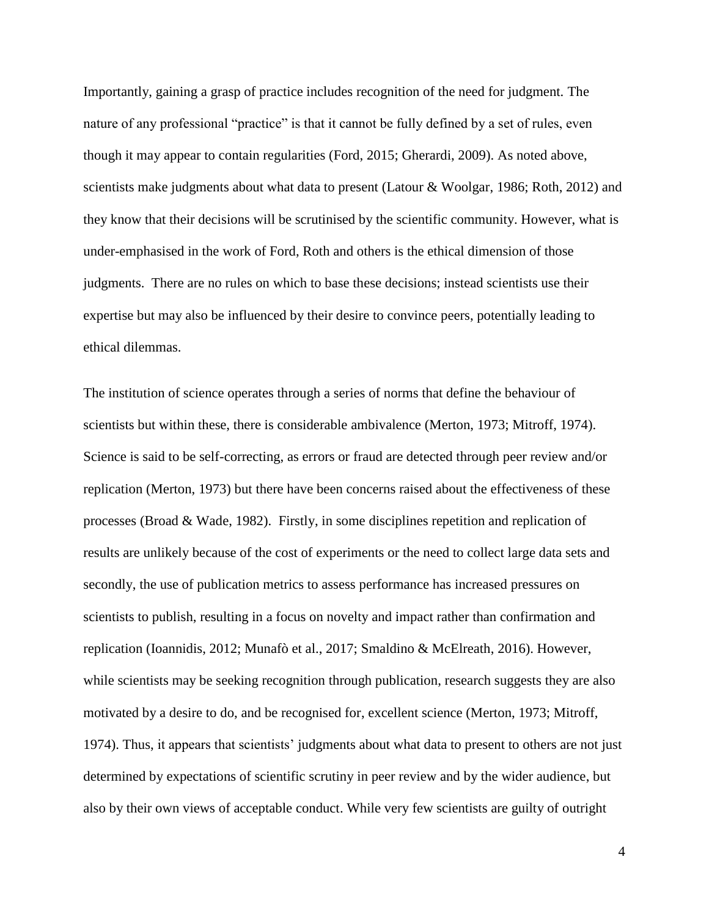Importantly, gaining a grasp of practice includes recognition of the need for judgment. The nature of any professional "practice" is that it cannot be fully defined by a set of rules, even though it may appear to contain regularities (Ford, 2015; Gherardi, 2009). As noted above, scientists make judgments about what data to present (Latour & Woolgar, 1986; Roth, 2012) and they know that their decisions will be scrutinised by the scientific community. However, what is under-emphasised in the work of Ford, Roth and others is the ethical dimension of those judgments. There are no rules on which to base these decisions; instead scientists use their expertise but may also be influenced by their desire to convince peers, potentially leading to ethical dilemmas.

The institution of science operates through a series of norms that define the behaviour of scientists but within these, there is considerable ambivalence (Merton, 1973; Mitroff, 1974). Science is said to be self-correcting, as errors or fraud are detected through peer review and/or replication (Merton, 1973) but there have been concerns raised about the effectiveness of these processes (Broad & Wade, 1982). Firstly, in some disciplines repetition and replication of results are unlikely because of the cost of experiments or the need to collect large data sets and secondly, the use of publication metrics to assess performance has increased pressures on scientists to publish, resulting in a focus on novelty and impact rather than confirmation and replication (Ioannidis, 2012; Munafò et al., 2017; Smaldino & McElreath, 2016). However, while scientists may be seeking recognition through publication, research suggests they are also motivated by a desire to do, and be recognised for, excellent science (Merton, 1973; Mitroff, 1974). Thus, it appears that scientists' judgments about what data to present to others are not just determined by expectations of scientific scrutiny in peer review and by the wider audience, but also by their own views of acceptable conduct. While very few scientists are guilty of outright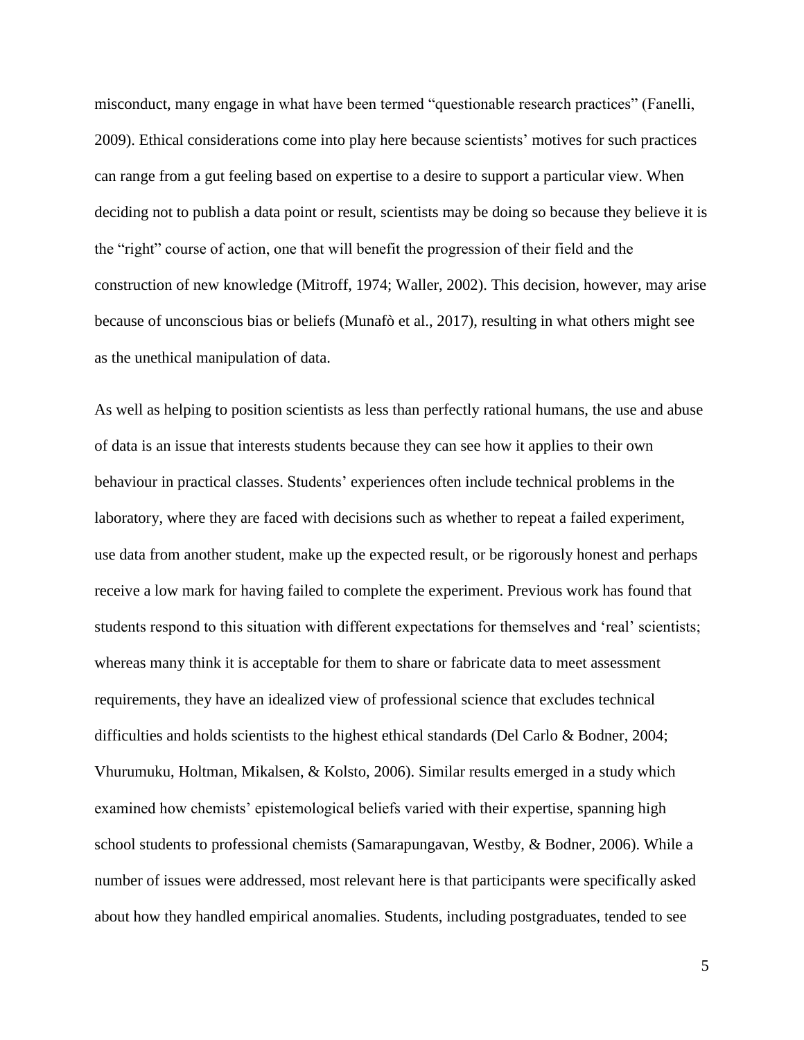misconduct, many engage in what have been termed "questionable research practices" (Fanelli, 2009). Ethical considerations come into play here because scientists' motives for such practices can range from a gut feeling based on expertise to a desire to support a particular view. When deciding not to publish a data point or result, scientists may be doing so because they believe it is the "right" course of action, one that will benefit the progression of their field and the construction of new knowledge (Mitroff, 1974; Waller, 2002). This decision, however, may arise because of unconscious bias or beliefs (Munafò et al., 2017), resulting in what others might see as the unethical manipulation of data.

As well as helping to position scientists as less than perfectly rational humans, the use and abuse of data is an issue that interests students because they can see how it applies to their own behaviour in practical classes. Students' experiences often include technical problems in the laboratory, where they are faced with decisions such as whether to repeat a failed experiment, use data from another student, make up the expected result, or be rigorously honest and perhaps receive a low mark for having failed to complete the experiment. Previous work has found that students respond to this situation with different expectations for themselves and 'real' scientists; whereas many think it is acceptable for them to share or fabricate data to meet assessment requirements, they have an idealized view of professional science that excludes technical difficulties and holds scientists to the highest ethical standards (Del Carlo & Bodner, 2004; Vhurumuku, Holtman, Mikalsen, & Kolsto, 2006). Similar results emerged in a study which examined how chemists' epistemological beliefs varied with their expertise, spanning high school students to professional chemists (Samarapungavan, Westby, & Bodner, 2006). While a number of issues were addressed, most relevant here is that participants were specifically asked about how they handled empirical anomalies. Students, including postgraduates, tended to see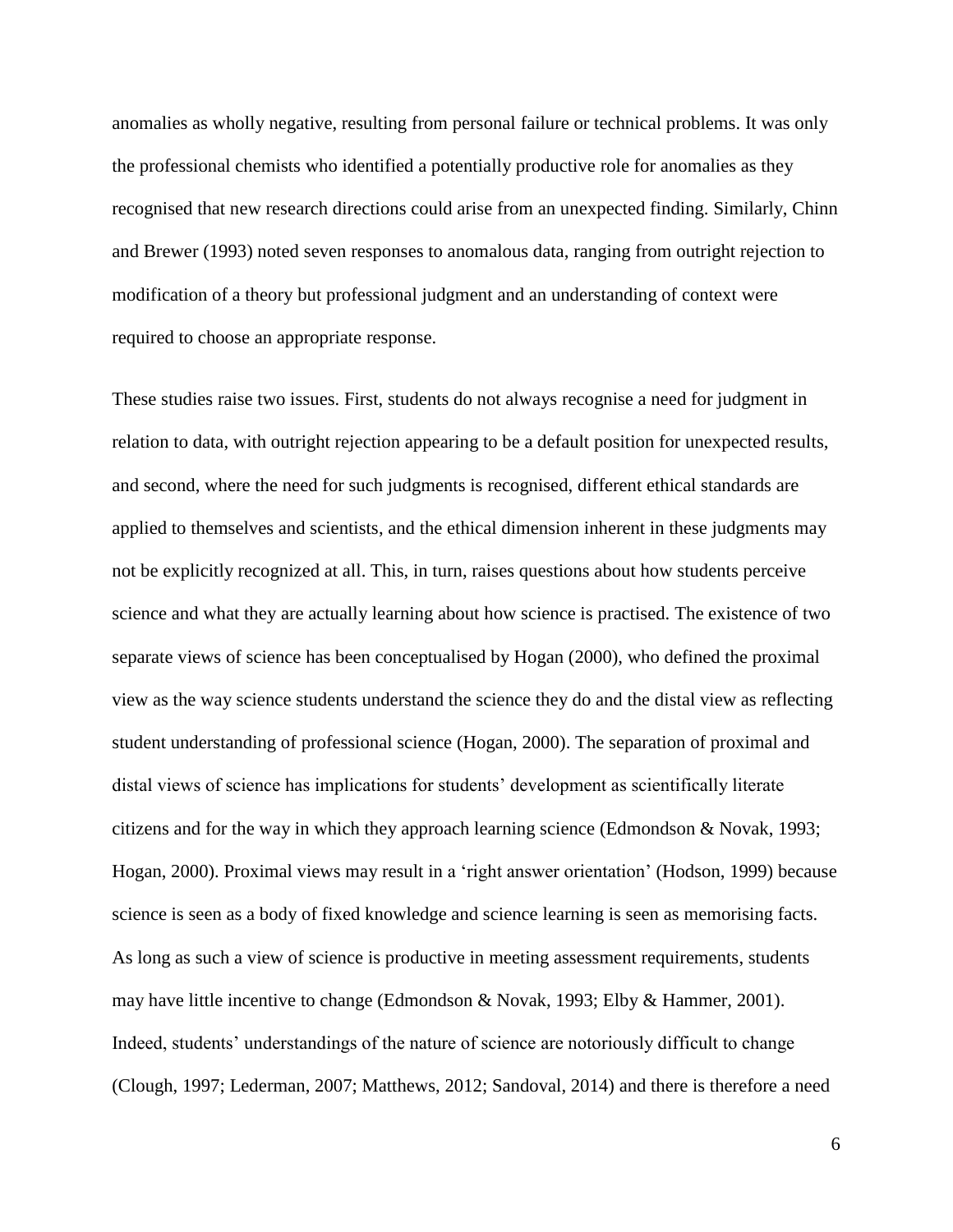anomalies as wholly negative, resulting from personal failure or technical problems. It was only the professional chemists who identified a potentially productive role for anomalies as they recognised that new research directions could arise from an unexpected finding. Similarly, Chinn and Brewer (1993) noted seven responses to anomalous data, ranging from outright rejection to modification of a theory but professional judgment and an understanding of context were required to choose an appropriate response.

These studies raise two issues. First, students do not always recognise a need for judgment in relation to data, with outright rejection appearing to be a default position for unexpected results, and second, where the need for such judgments is recognised, different ethical standards are applied to themselves and scientists, and the ethical dimension inherent in these judgments may not be explicitly recognized at all. This, in turn, raises questions about how students perceive science and what they are actually learning about how science is practised. The existence of two separate views of science has been conceptualised by Hogan (2000), who defined the proximal view as the way science students understand the science they do and the distal view as reflecting student understanding of professional science (Hogan, 2000). The separation of proximal and distal views of science has implications for students' development as scientifically literate citizens and for the way in which they approach learning science (Edmondson & Novak, 1993; Hogan, 2000). Proximal views may result in a 'right answer orientation' (Hodson, 1999) because science is seen as a body of fixed knowledge and science learning is seen as memorising facts. As long as such a view of science is productive in meeting assessment requirements, students may have little incentive to change (Edmondson & Novak, 1993; Elby & Hammer, 2001). Indeed, students' understandings of the nature of science are notoriously difficult to change (Clough, 1997; Lederman, 2007; Matthews, 2012; Sandoval, 2014) and there is therefore a need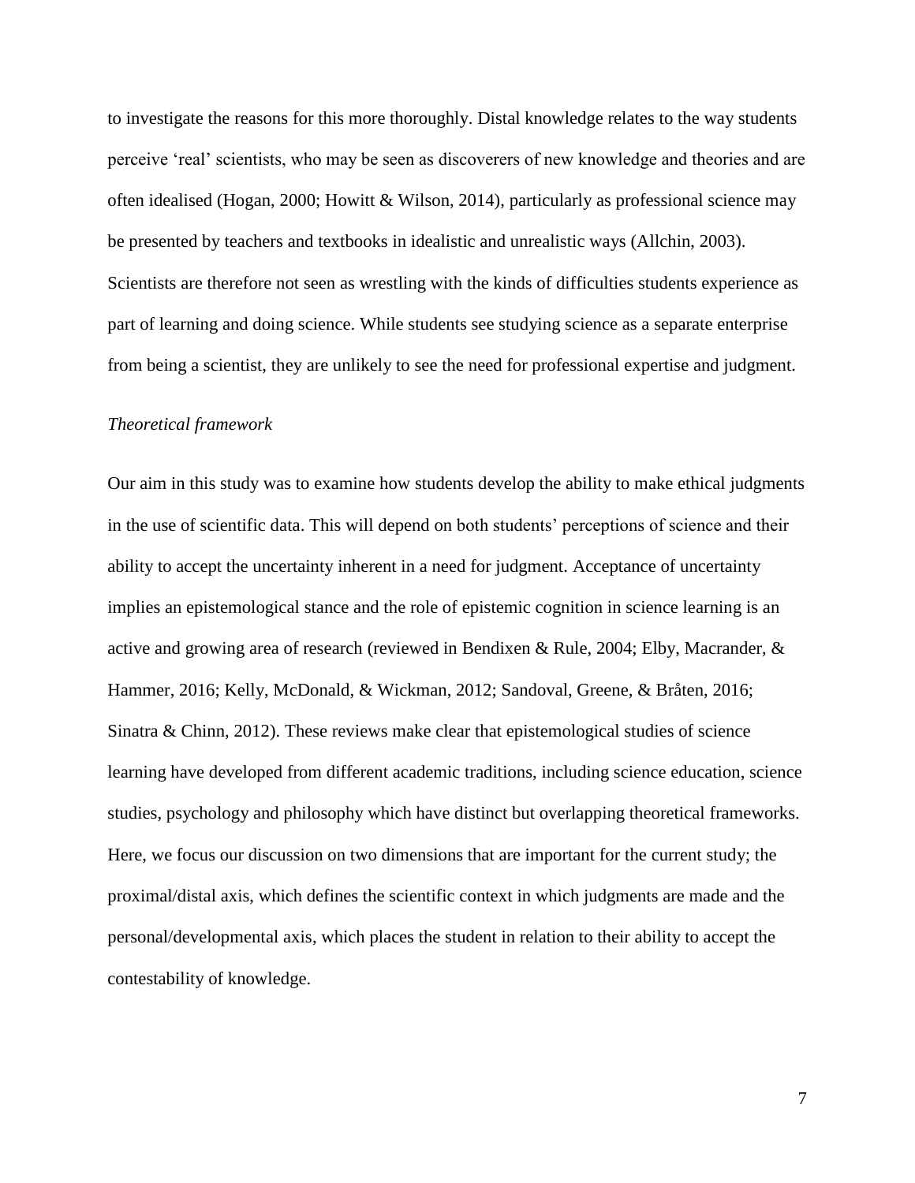to investigate the reasons for this more thoroughly. Distal knowledge relates to the way students perceive 'real' scientists, who may be seen as discoverers of new knowledge and theories and are often idealised (Hogan, 2000; Howitt & Wilson, 2014), particularly as professional science may be presented by teachers and textbooks in idealistic and unrealistic ways (Allchin, 2003). Scientists are therefore not seen as wrestling with the kinds of difficulties students experience as part of learning and doing science. While students see studying science as a separate enterprise from being a scientist, they are unlikely to see the need for professional expertise and judgment.

*Theoretical framework*

Our aim in this study was to examine how students develop the ability to make ethical judgments in the use of scientific data. This will depend on both students' perceptions of science and their ability to accept the uncertainty inherent in a need for judgment. Acceptance of uncertainty implies an epistemological stance and the role of epistemic cognition in science learning is an active and growing area of research (reviewed in Bendixen & Rule, 2004; Elby, Macrander, & Hammer, 2016; Kelly, McDonald, & Wickman, 2012; Sandoval, Greene, & Bråten, 2016; Sinatra & Chinn, 2012). These reviews make clear that epistemological studies of science learning have developed from different academic traditions, including science education, science studies, psychology and philosophy which have distinct but overlapping theoretical frameworks. Here, we focus our discussion on two dimensions that are important for the current study; the proximal/distal axis, which defines the scientific context in which judgments are made and the personal/developmental axis, which places the student in relation to their ability to accept the contestability of knowledge.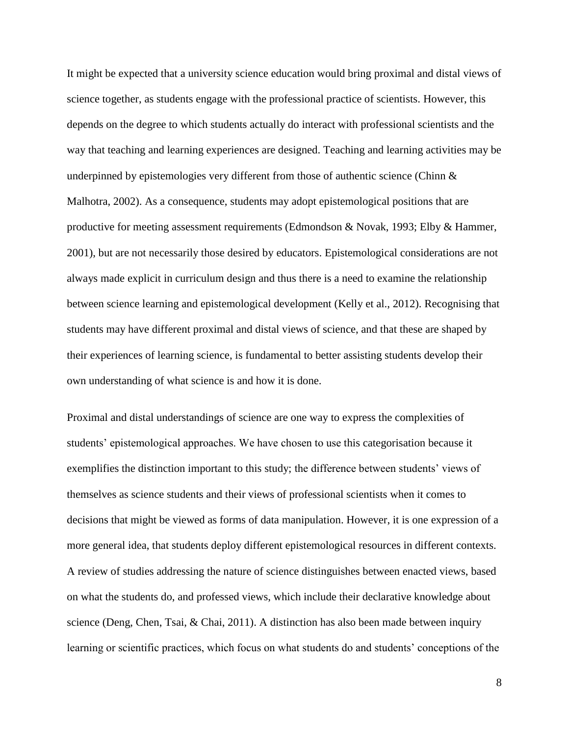It might be expected that a university science education would bring proximal and distal views of science together, as students engage with the professional practice of scientists. However, this depends on the degree to which students actually do interact with professional scientists and the way that teaching and learning experiences are designed. Teaching and learning activities may be underpinned by epistemologies very different from those of authentic science (Chinn & Malhotra, 2002). As a consequence, students may adopt epistemological positions that are productive for meeting assessment requirements (Edmondson & Novak, 1993; Elby & Hammer, 2001), but are not necessarily those desired by educators. Epistemological considerations are not always made explicit in curriculum design and thus there is a need to examine the relationship between science learning and epistemological development (Kelly et al., 2012). Recognising that students may have different proximal and distal views of science, and that these are shaped by their experiences of learning science, is fundamental to better assisting students develop their own understanding of what science is and how it is done.

Proximal and distal understandings of science are one way to express the complexities of students' epistemological approaches. We have chosen to use this categorisation because it exemplifies the distinction important to this study; the difference between students' views of themselves as science students and their views of professional scientists when it comes to decisions that might be viewed as forms of data manipulation. However, it is one expression of a more general idea, that students deploy different epistemological resources in different contexts. A review of studies addressing the nature of science distinguishes between enacted views, based on what the students do, and professed views, which include their declarative knowledge about science (Deng, Chen, Tsai, & Chai, 2011). A distinction has also been made between inquiry learning or scientific practices, which focus on what students do and students' conceptions of the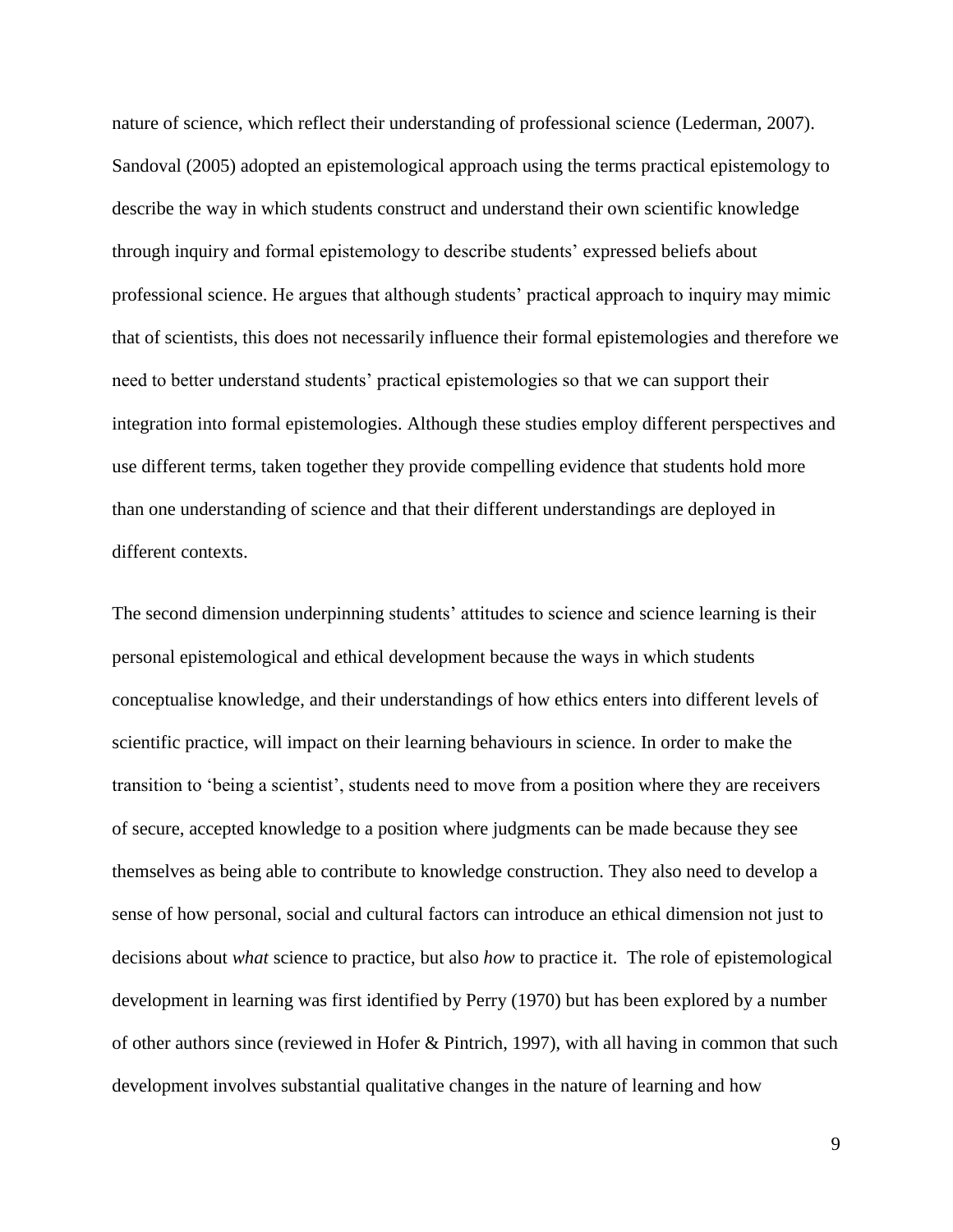nature of science, which reflect their understanding of professional science (Lederman, 2007). Sandoval (2005) adopted an epistemological approach using the terms practical epistemology to describe the way in which students construct and understand their own scientific knowledge through inquiry and formal epistemology to describe students' expressed beliefs about professional science. He argues that although students' practical approach to inquiry may mimic that of scientists, this does not necessarily influence their formal epistemologies and therefore we need to better understand students' practical epistemologies so that we can support their integration into formal epistemologies. Although these studies employ different perspectives and use different terms, taken together they provide compelling evidence that students hold more than one understanding of science and that their different understandings are deployed in different contexts.

The second dimension underpinning students' attitudes to science and science learning is their personal epistemological and ethical development because the ways in which students conceptualise knowledge, and their understandings of how ethics enters into different levels of scientific practice, will impact on their learning behaviours in science. In order to make the transition to 'being a scientist', students need to move from a position where they are receivers of secure, accepted knowledge to a position where judgments can be made because they see themselves as being able to contribute to knowledge construction. They also need to develop a sense of how personal, social and cultural factors can introduce an ethical dimension not just to decisions about *what* science to practice, but also *how* to practice it. The role of epistemological development in learning was first identified by Perry (1970) but has been explored by a number of other authors since (reviewed in Hofer & Pintrich, 1997), with all having in common that such development involves substantial qualitative changes in the nature of learning and how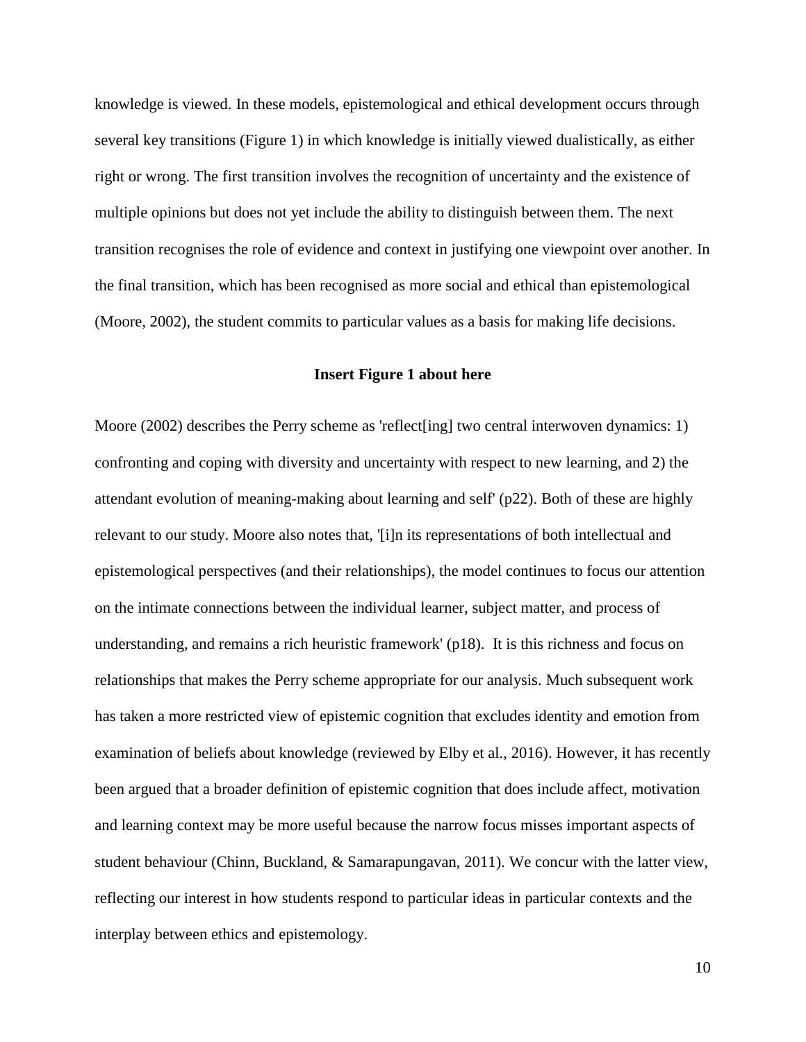knowledge is viewed. In these models, epistemological and ethical development occurs through several key transitions (Figure 1) in which knowledge is initially viewed dualistically, as either right or wrong. The first transition involves the recognition of uncertainty and the existence of multiple opinions but does not yet include the ability to distinguish between them. The next transition recognises the role of evidence and context in justifying one viewpoint over another. In the final transition, which has been recognised as more social and ethical than epistemological (Moore, 2002), the student commits to particular values as a basis for making life decisions.

**Insert Figure 1 about here**

Moore (2002) describes the Perry scheme as 'reflect[ing] two central interwoven dynamics: 1) confronting and coping with diversity and uncertainty with respect to new learning, and 2) the attendant evolution of meaning-making about learning and self' (p22). Both of these are highly relevant to our study. Moore also notes that, '[i]n its representations of both intellectual and epistemological perspectives (and their relationships), the model continues to focus our attention on the intimate connections between the individual learner, subject matter, and process of understanding, and remains a rich heuristic framework' (p18). It is this richness and focus on relationships that makes the Perry scheme appropriate for our analysis. Much subsequent work has taken a more restricted view of epistemic cognition that excludes identity and emotion from examination of beliefs about knowledge (reviewed by Elby et al., 2016). However, it has recently been argued that a broader definition of epistemic cognition that does include affect, motivation and learning context may be more useful because the narrow focus misses important aspects of student behaviour (Chinn, Buckland, & Samarapungavan, 2011). We concur with the latter view, reflecting our interest in how students respond to particular ideas in particular contexts and the interplay between ethics and epistemology.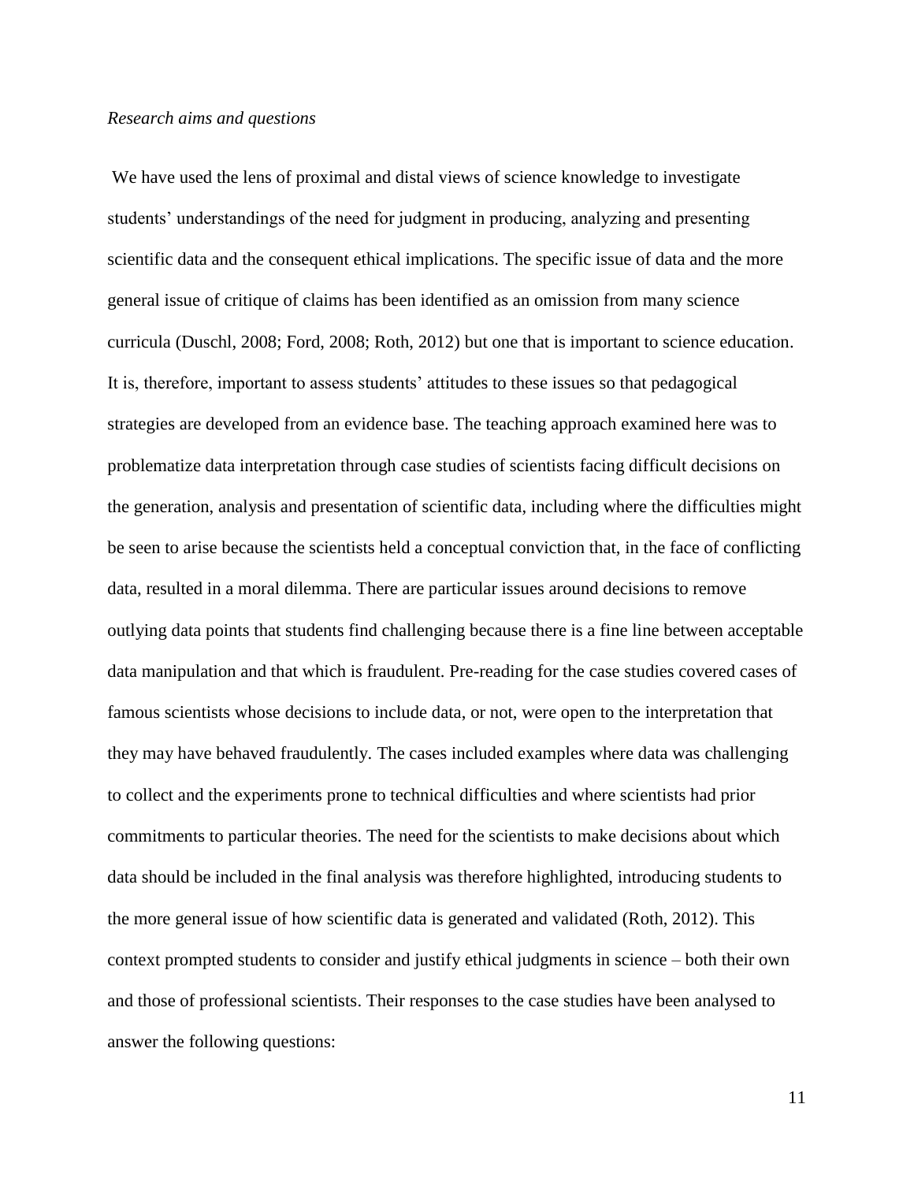*Research aims and questions*

We have used the lens of proximal and distal views of science knowledge to investigate students' understandings of the need for judgment in producing, analyzing and presenting scientific data and the consequent ethical implications. The specific issue of data and the more general issue of critique of claims has been identified as an omission from many science curricula (Duschl, 2008; Ford, 2008; Roth, 2012) but one that is important to science education. It is, therefore, important to assess students' attitudes to these issues so that pedagogical strategies are developed from an evidence base. The teaching approach examined here was to problematize data interpretation through case studies of scientists facing difficult decisions on the generation, analysis and presentation of scientific data, including where the difficulties might be seen to arise because the scientists held a conceptual conviction that, in the face of conflicting data, resulted in a moral dilemma. There are particular issues around decisions to remove outlying data points that students find challenging because there is a fine line between acceptable data manipulation and that which is fraudulent. Pre-reading for the case studies covered cases of famous scientists whose decisions to include data, or not, were open to the interpretation that they may have behaved fraudulently. The cases included examples where data was challenging to collect and the experiments prone to technical difficulties and where scientists had prior commitments to particular theories. The need for the scientists to make decisions about which data should be included in the final analysis was therefore highlighted, introducing students to the more general issue of how scientific data is generated and validated (Roth, 2012). This context prompted students to consider and justify ethical judgments in science – both their own and those of professional scientists. Their responses to the case studies have been analysed to answer the following questions: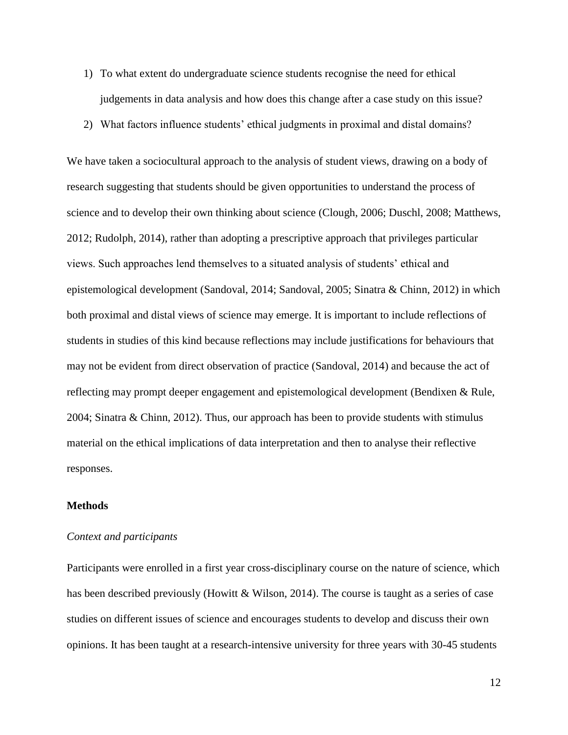1) To what extent do undergraduate science students recognise the need for ethical judgements in data analysis and how does this change after a case study on this issue?
2) What factors influence students' ethical judgments in proximal and distal domains?

We have taken a sociocultural approach to the analysis of student views, drawing on a body of research suggesting that students should be given opportunities to understand the process of science and to develop their own thinking about science (Clough, 2006; Duschl, 2008; Matthews, 2012; Rudolph, 2014), rather than adopting a prescriptive approach that privileges particular views. Such approaches lend themselves to a situated analysis of students' ethical and epistemological development (Sandoval, 2014; Sandoval, 2005; Sinatra & Chinn, 2012) in which both proximal and distal views of science may emerge. It is important to include reflections of students in studies of this kind because reflections may include justifications for behaviours that may not be evident from direct observation of practice (Sandoval, 2014) and because the act of reflecting may prompt deeper engagement and epistemological development (Bendixen & Rule, 2004; Sinatra & Chinn, 2012). Thus, our approach has been to provide students with stimulus material on the ethical implications of data interpretation and then to analyse their reflective responses.

## Methods

### *Context and participants*

Participants were enrolled in a first year cross-disciplinary course on the nature of science, which has been described previously (Howitt & Wilson, 2014). The course is taught as a series of case studies on different issues of science and encourages students to develop and discuss their own opinions. It has been taught at a research-intensive university for three years with 30-45 students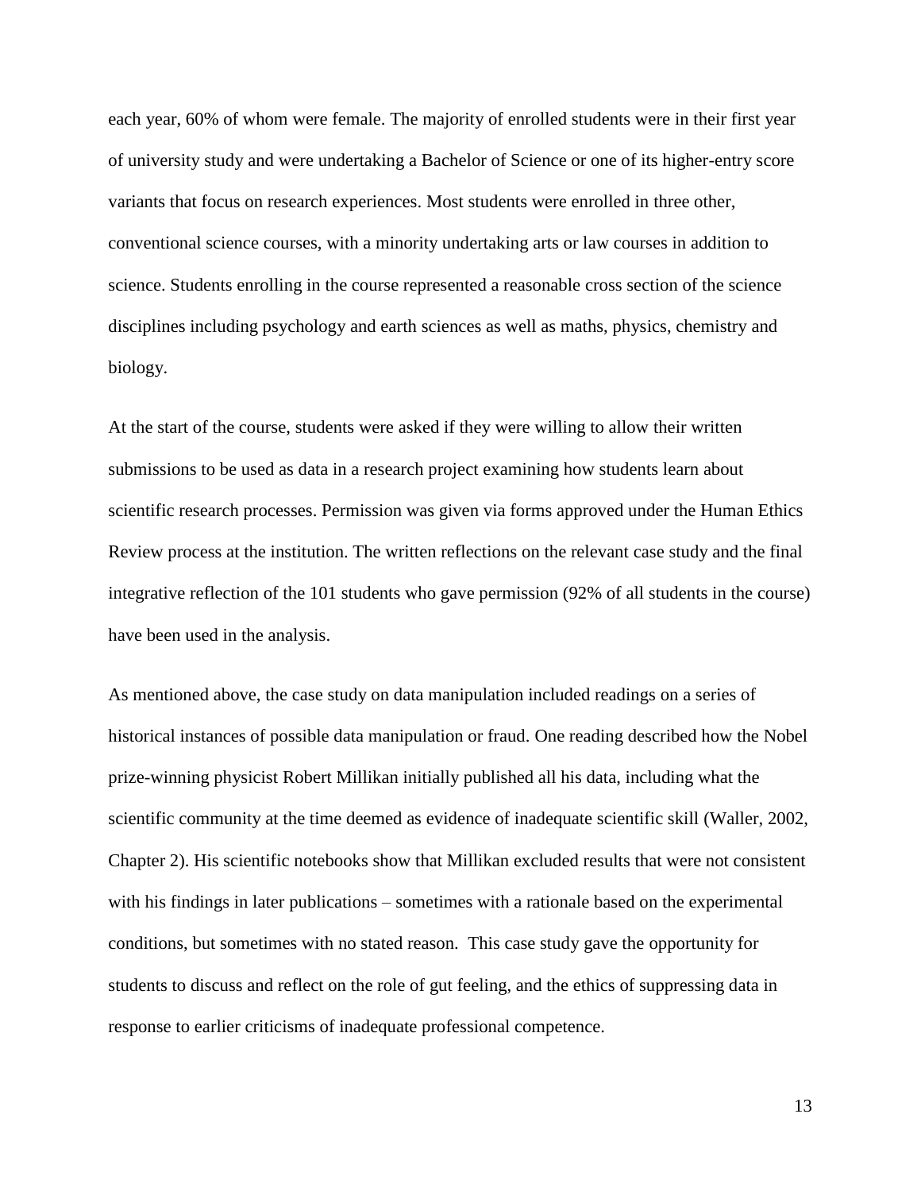each year, 60% of whom were female. The majority of enrolled students were in their first year of university study and were undertaking a Bachelor of Science or one of its higher-entry score variants that focus on research experiences. Most students were enrolled in three other, conventional science courses, with a minority undertaking arts or law courses in addition to science. Students enrolling in the course represented a reasonable cross section of the science disciplines including psychology and earth sciences as well as maths, physics, chemistry and biology.

At the start of the course, students were asked if they were willing to allow their written submissions to be used as data in a research project examining how students learn about scientific research processes. Permission was given via forms approved under the Human Ethics Review process at the institution. The written reflections on the relevant case study and the final integrative reflection of the 101 students who gave permission (92% of all students in the course) have been used in the analysis.

As mentioned above, the case study on data manipulation included readings on a series of historical instances of possible data manipulation or fraud. One reading described how the Nobel prize-winning physicist Robert Millikan initially published all his data, including what the scientific community at the time deemed as evidence of inadequate scientific skill (Waller, 2002, Chapter 2). His scientific notebooks show that Millikan excluded results that were not consistent with his findings in later publications – sometimes with a rationale based on the experimental conditions, but sometimes with no stated reason. This case study gave the opportunity for students to discuss and reflect on the role of gut feeling, and the ethics of suppressing data in response to earlier criticisms of inadequate professional competence.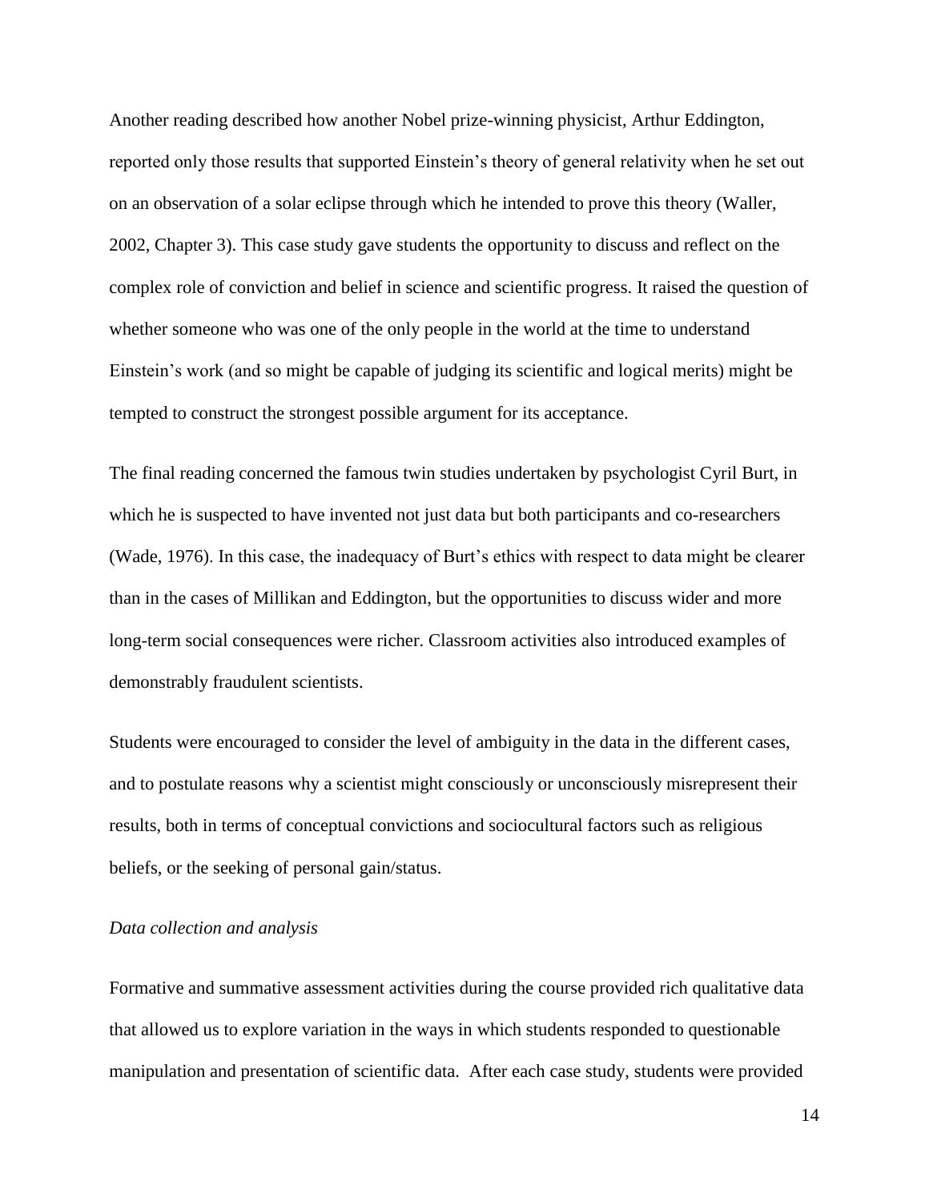Another reading described how another Nobel prize-winning physicist, Arthur Eddington, reported only those results that supported Einstein's theory of general relativity when he set out on an observation of a solar eclipse through which he intended to prove this theory (Waller, 2002, Chapter 3). This case study gave students the opportunity to discuss and reflect on the complex role of conviction and belief in science and scientific progress. It raised the question of whether someone who was one of the only people in the world at the time to understand Einstein's work (and so might be capable of judging its scientific and logical merits) might be tempted to construct the strongest possible argument for its acceptance.

The final reading concerned the famous twin studies undertaken by psychologist Cyril Burt, in which he is suspected to have invented not just data but both participants and co-researchers (Wade, 1976). In this case, the inadequacy of Burt's ethics with respect to data might be clearer than in the cases of Millikan and Eddington, but the opportunities to discuss wider and more long-term social consequences were richer. Classroom activities also introduced examples of demonstrably fraudulent scientists.

Students were encouraged to consider the level of ambiguity in the data in the different cases, and to postulate reasons why a scientist might consciously or unconsciously misrepresent their results, both in terms of conceptual convictions and sociocultural factors such as religious beliefs, or the seeking of personal gain/status.

*Data collection and analysis*

Formative and summative assessment activities during the course provided rich qualitative data that allowed us to explore variation in the ways in which students responded to questionable manipulation and presentation of scientific data. After each case study, students were provided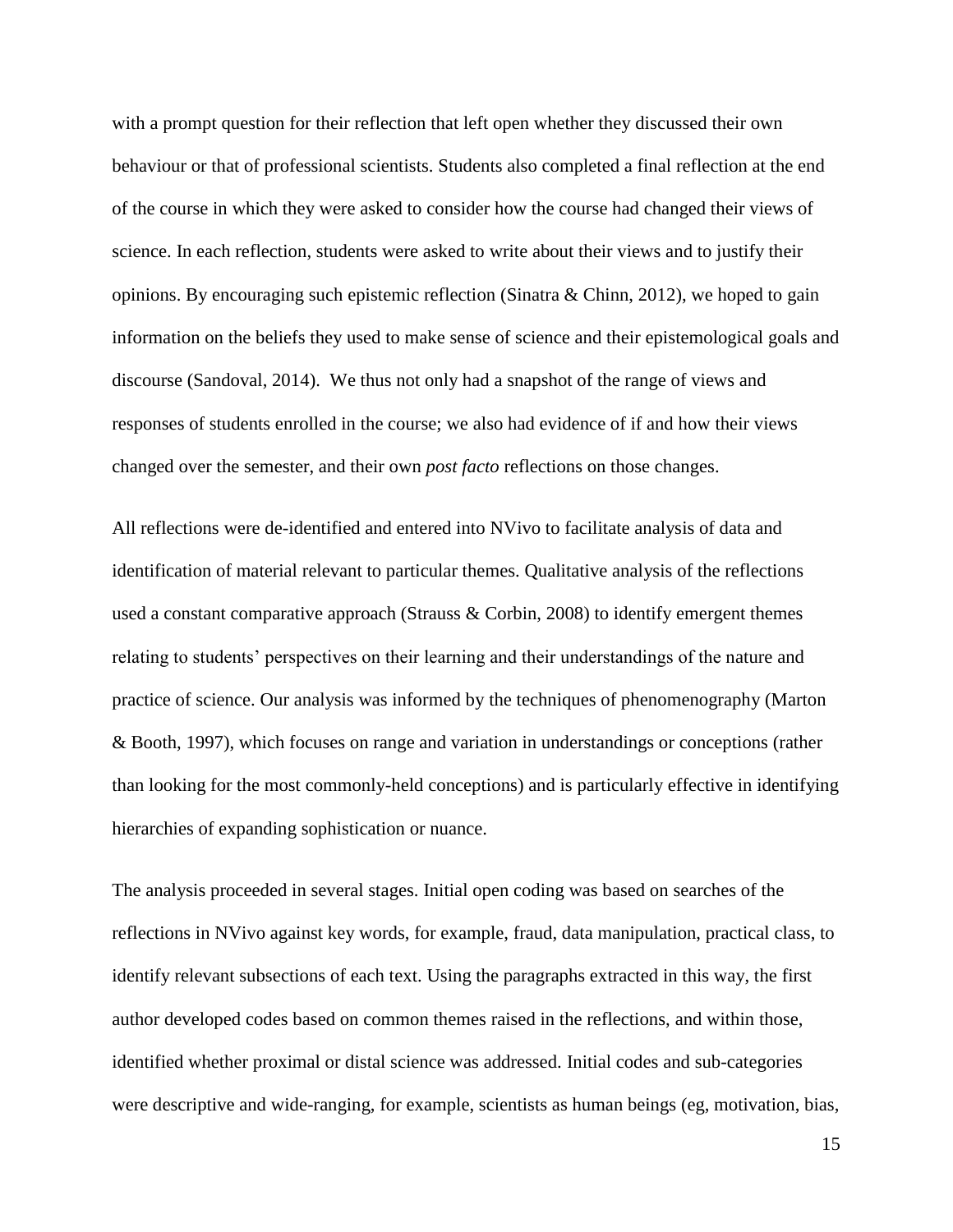with a prompt question for their reflection that left open whether they discussed their own behaviour or that of professional scientists. Students also completed a final reflection at the end of the course in which they were asked to consider how the course had changed their views of science. In each reflection, students were asked to write about their views and to justify their opinions. By encouraging such epistemic reflection (Sinatra & Chinn, 2012), we hoped to gain information on the beliefs they used to make sense of science and their epistemological goals and discourse (Sandoval, 2014). We thus not only had a snapshot of the range of views and responses of students enrolled in the course; we also had evidence of if and how their views changed over the semester, and their own *post facto* reflections on those changes.

All reflections were de-identified and entered into NVivo to facilitate analysis of data and identification of material relevant to particular themes. Qualitative analysis of the reflections used a constant comparative approach (Strauss & Corbin, 2008) to identify emergent themes relating to students' perspectives on their learning and their understandings of the nature and practice of science. Our analysis was informed by the techniques of phenomenography (Marton & Booth, 1997), which focuses on range and variation in understandings or conceptions (rather than looking for the most commonly-held conceptions) and is particularly effective in identifying hierarchies of expanding sophistication or nuance.

The analysis proceeded in several stages. Initial open coding was based on searches of the reflections in NVivo against key words, for example, fraud, data manipulation, practical class, to identify relevant subsections of each text. Using the paragraphs extracted in this way, the first author developed codes based on common themes raised in the reflections, and within those, identified whether proximal or distal science was addressed. Initial codes and sub-categories were descriptive and wide-ranging, for example, scientists as human beings (eg, motivation, bias,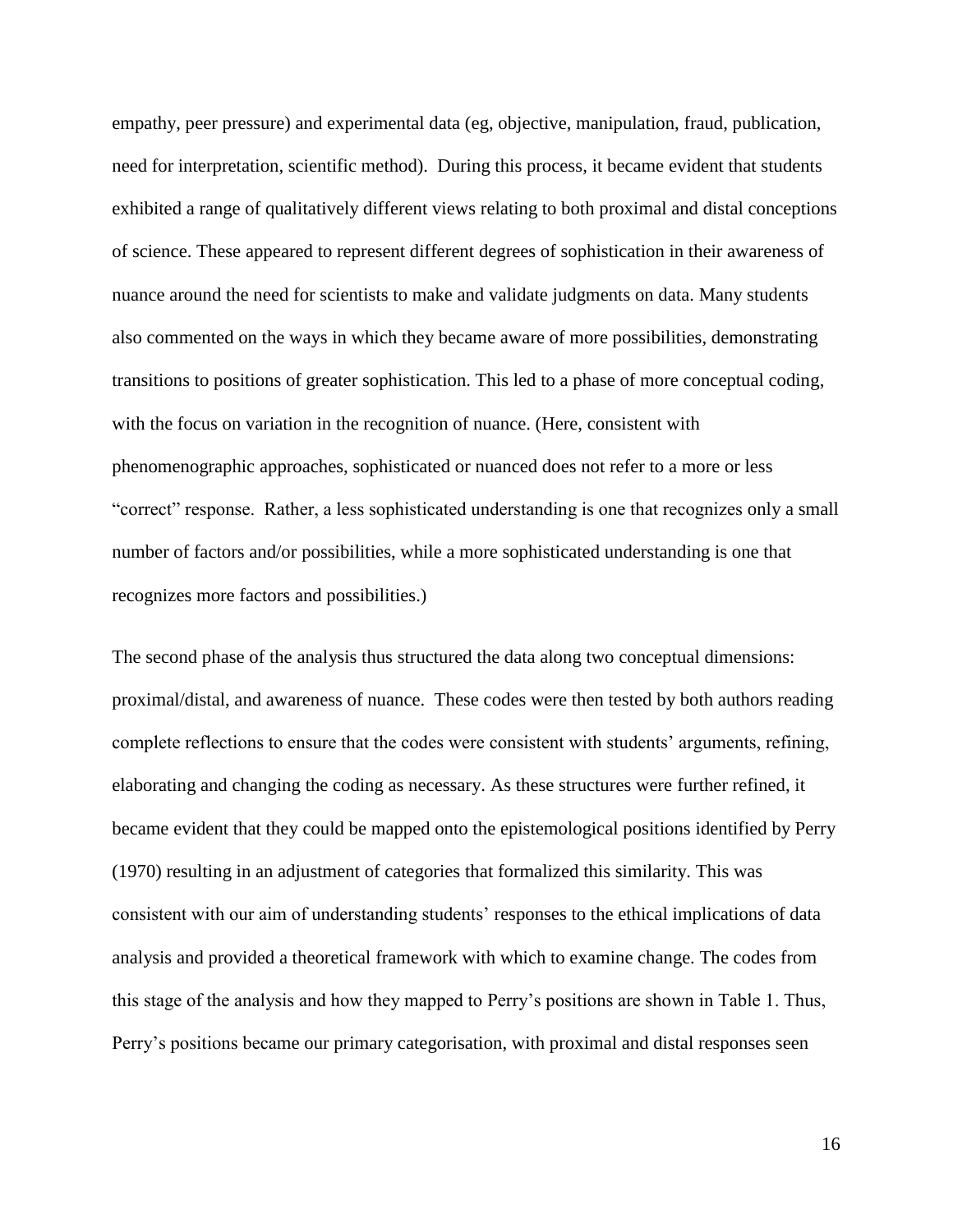empathy, peer pressure) and experimental data (eg, objective, manipulation, fraud, publication, need for interpretation, scientific method). During this process, it became evident that students exhibited a range of qualitatively different views relating to both proximal and distal conceptions of science. These appeared to represent different degrees of sophistication in their awareness of nuance around the need for scientists to make and validate judgments on data. Many students also commented on the ways in which they became aware of more possibilities, demonstrating transitions to positions of greater sophistication. This led to a phase of more conceptual coding, with the focus on variation in the recognition of nuance. (Here, consistent with phenomenographic approaches, sophisticated or nuanced does not refer to a more or less "correct" response. Rather, a less sophisticated understanding is one that recognizes only a small number of factors and/or possibilities, while a more sophisticated understanding is one that recognizes more factors and possibilities.)

The second phase of the analysis thus structured the data along two conceptual dimensions: proximal/distal, and awareness of nuance. These codes were then tested by both authors reading complete reflections to ensure that the codes were consistent with students' arguments, refining, elaborating and changing the coding as necessary. As these structures were further refined, it became evident that they could be mapped onto the epistemological positions identified by Perry (1970) resulting in an adjustment of categories that formalized this similarity. This was consistent with our aim of understanding students' responses to the ethical implications of data analysis and provided a theoretical framework with which to examine change. The codes from this stage of the analysis and how they mapped to Perry's positions are shown in Table 1. Thus, Perry's positions became our primary categorisation, with proximal and distal responses seen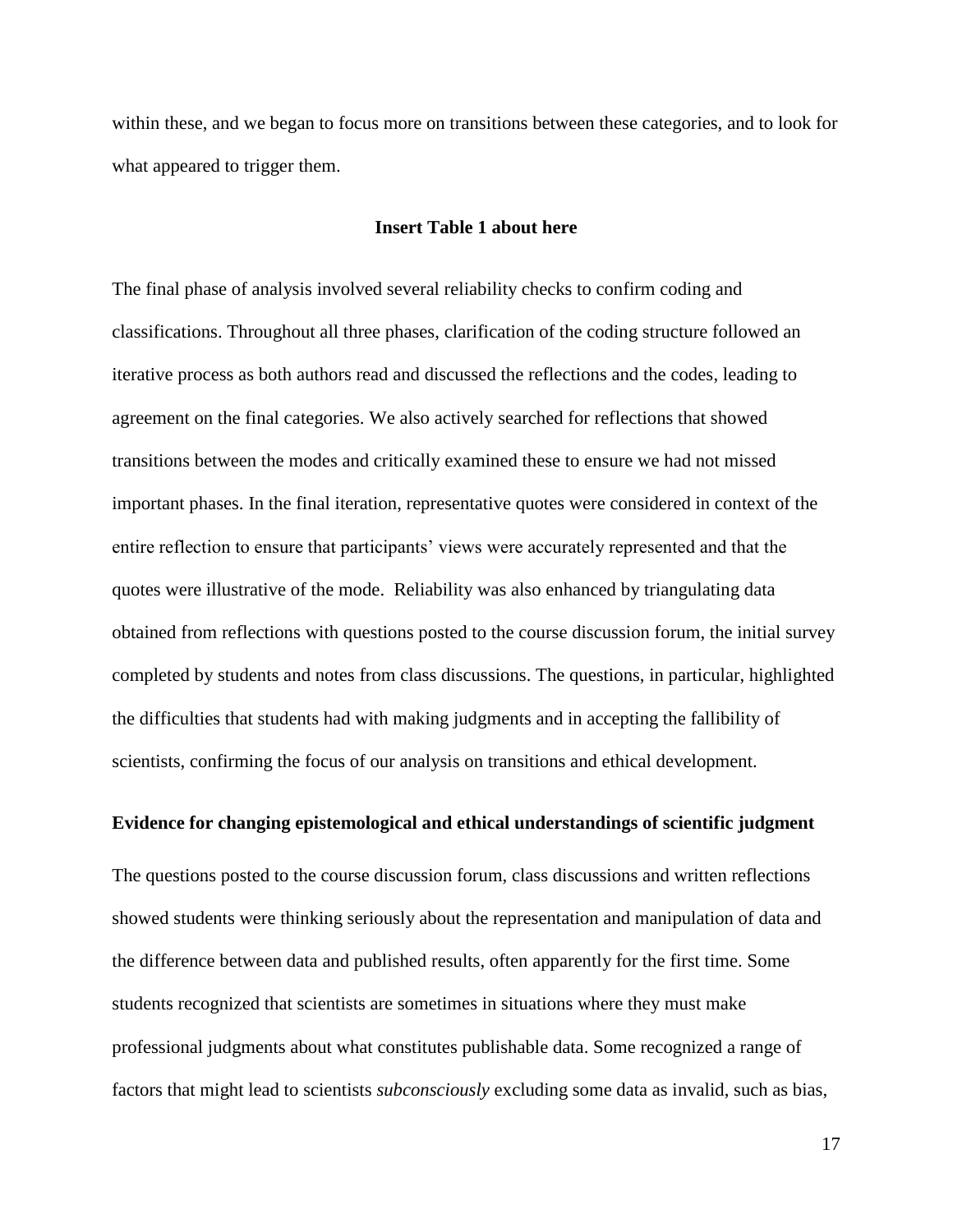within these, and we began to focus more on transitions between these categories, and to look for what appeared to trigger them.

**Insert Table 1 about here**

The final phase of analysis involved several reliability checks to confirm coding and classifications. Throughout all three phases, clarification of the coding structure followed an iterative process as both authors read and discussed the reflections and the codes, leading to agreement on the final categories. We also actively searched for reflections that showed transitions between the modes and critically examined these to ensure we had not missed important phases. In the final iteration, representative quotes were considered in context of the entire reflection to ensure that participants' views were accurately represented and that the quotes were illustrative of the mode. Reliability was also enhanced by triangulating data obtained from reflections with questions posted to the course discussion forum, the initial survey completed by students and notes from class discussions. The questions, in particular, highlighted the difficulties that students had with making judgments and in accepting the fallibility of scientists, confirming the focus of our analysis on transitions and ethical development.

## Evidence for changing epistemological and ethical understandings of scientific judgment

The questions posted to the course discussion forum, class discussions and written reflections showed students were thinking seriously about the representation and manipulation of data and the difference between data and published results, often apparently for the first time. Some students recognized that scientists are sometimes in situations where they must make professional judgments about what constitutes publishable data. Some recognized a range of factors that might lead to scientists *subconsciously* excluding some data as invalid, such as bias,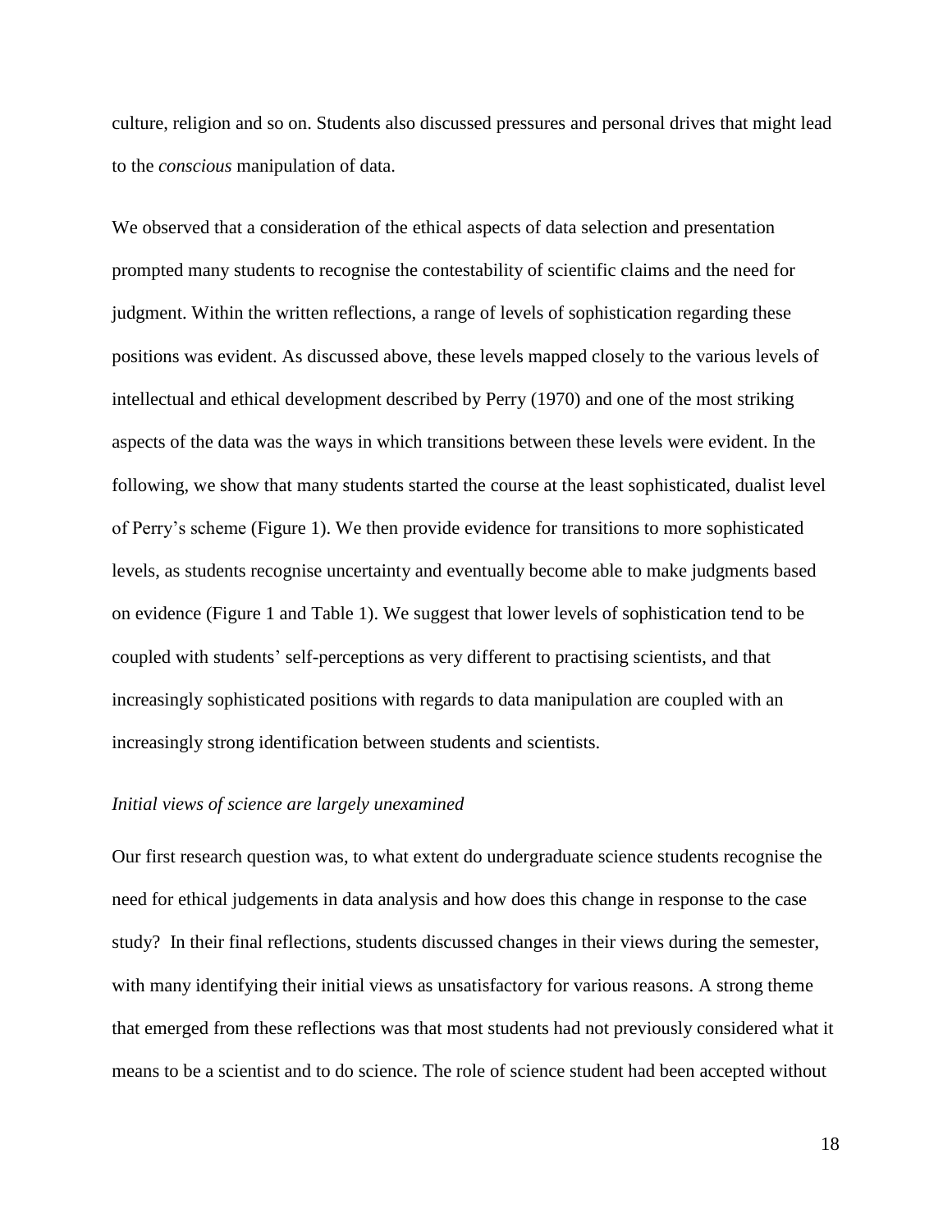culture, religion and so on. Students also discussed pressures and personal drives that might lead to the *conscious* manipulation of data.

We observed that a consideration of the ethical aspects of data selection and presentation prompted many students to recognise the contestability of scientific claims and the need for judgment. Within the written reflections, a range of levels of sophistication regarding these positions was evident. As discussed above, these levels mapped closely to the various levels of intellectual and ethical development described by Perry (1970) and one of the most striking aspects of the data was the ways in which transitions between these levels were evident. In the following, we show that many students started the course at the least sophisticated, dualist level of Perry's scheme (Figure 1). We then provide evidence for transitions to more sophisticated levels, as students recognise uncertainty and eventually become able to make judgments based on evidence (Figure 1 and Table 1). We suggest that lower levels of sophistication tend to be coupled with students' self-perceptions as very different to practising scientists, and that increasingly sophisticated positions with regards to data manipulation are coupled with an increasingly strong identification between students and scientists.

### *Initial views of science are largely unexamined*

Our first research question was, to what extent do undergraduate science students recognise the need for ethical judgements in data analysis and how does this change in response to the case study? In their final reflections, students discussed changes in their views during the semester, with many identifying their initial views as unsatisfactory for various reasons. A strong theme that emerged from these reflections was that most students had not previously considered what it means to be a scientist and to do science. The role of science student had been accepted without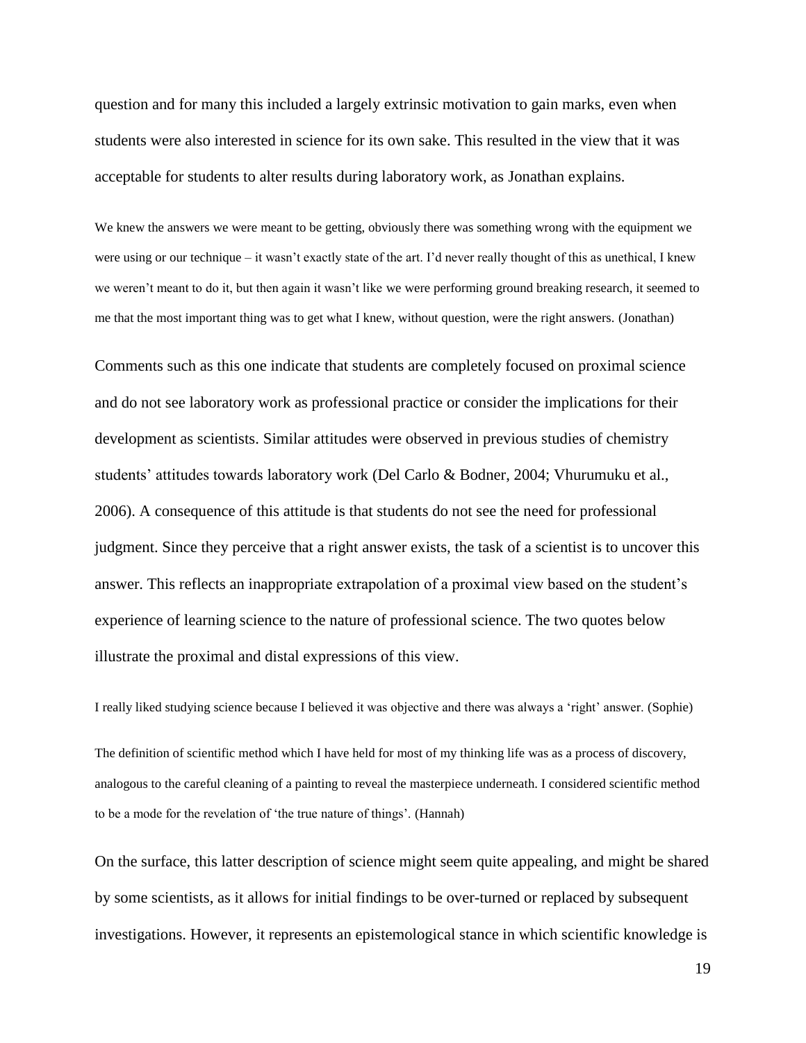question and for many this included a largely extrinsic motivation to gain marks, even when students were also interested in science for its own sake. This resulted in the view that it was acceptable for students to alter results during laboratory work, as Jonathan explains.

> We knew the answers we were meant to be getting, obviously there was something wrong with the equipment we were using or our technique – it wasn't exactly state of the art. I'd never really thought of this as unethical, I knew we weren't meant to do it, but then again it wasn't like we were performing ground breaking research, it seemed to me that the most important thing was to get what I knew, without question, were the right answers. (Jonathan)

Comments such as this one indicate that students are completely focused on proximal science and do not see laboratory work as professional practice or consider the implications for their development as scientists. Similar attitudes were observed in previous studies of chemistry students' attitudes towards laboratory work (Del Carlo & Bodner, 2004; Vhurumuku et al., 2006). A consequence of this attitude is that students do not see the need for professional judgment. Since they perceive that a right answer exists, the task of a scientist is to uncover this answer. This reflects an inappropriate extrapolation of a proximal view based on the student's experience of learning science to the nature of professional science. The two quotes below illustrate the proximal and distal expressions of this view.

> I really liked studying science because I believed it was objective and there was always a 'right' answer. (Sophie)

> The definition of scientific method which I have held for most of my thinking life was as a process of discovery, analogous to the careful cleaning of a painting to reveal the masterpiece underneath. I considered scientific method to be a mode for the revelation of 'the true nature of things'. (Hannah)

On the surface, this latter description of science might seem quite appealing, and might be shared by some scientists, as it allows for initial findings to be over-turned or replaced by subsequent investigations. However, it represents an epistemological stance in which scientific knowledge is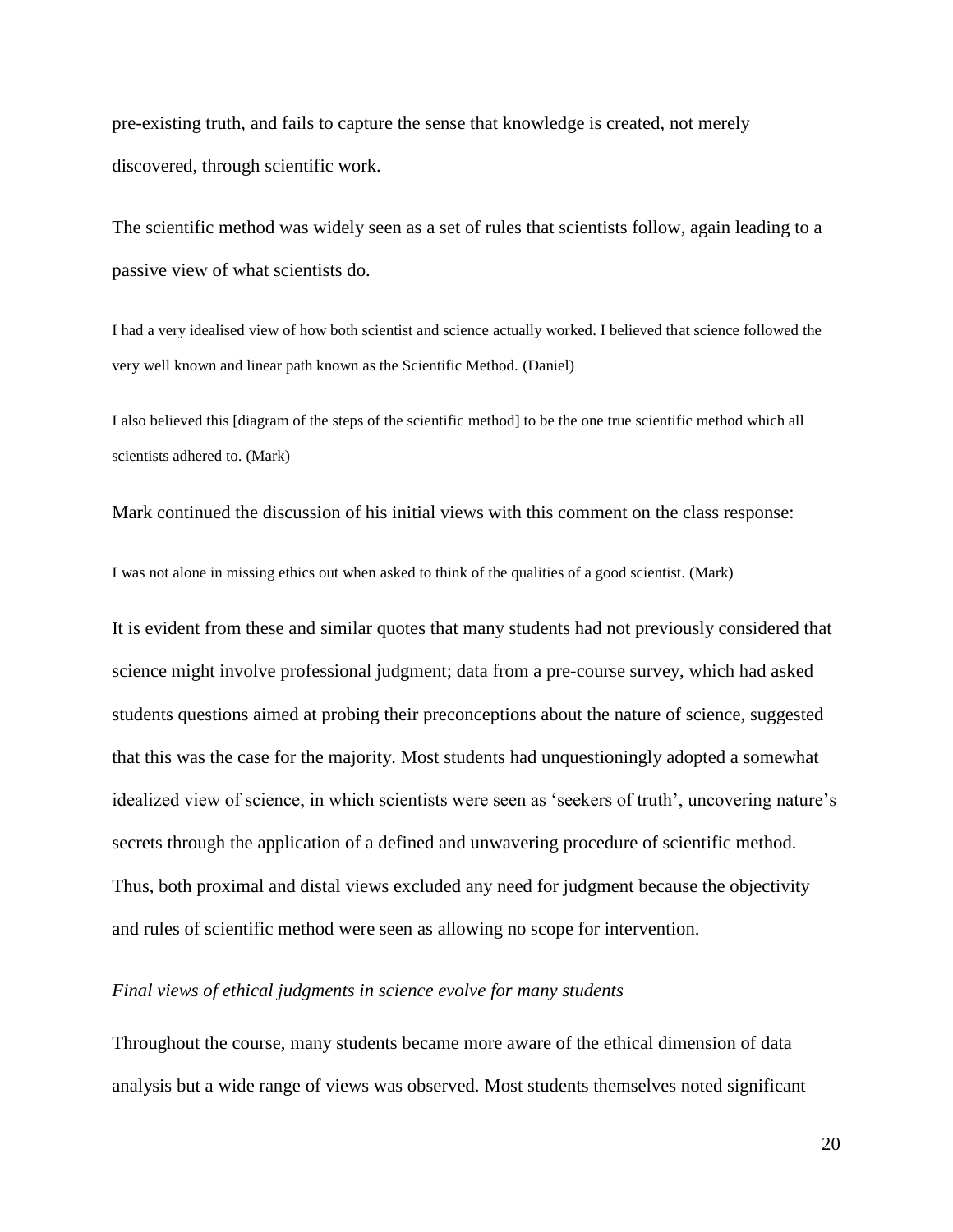pre-existing truth, and fails to capture the sense that knowledge is created, not merely discovered, through scientific work.

The scientific method was widely seen as a set of rules that scientists follow, again leading to a passive view of what scientists do.

> I had a very idealised view of how both scientist and science actually worked. I believed that science followed the very well known and linear path known as the Scientific Method. (Daniel)

> I also believed this [diagram of the steps of the scientific method] to be the one true scientific method which all scientists adhered to. (Mark)

Mark continued the discussion of his initial views with this comment on the class response:

> I was not alone in missing ethics out when asked to think of the qualities of a good scientist. (Mark)

It is evident from these and similar quotes that many students had not previously considered that science might involve professional judgment; data from a pre-course survey, which had asked students questions aimed at probing their preconceptions about the nature of science, suggested that this was the case for the majority. Most students had unquestioningly adopted a somewhat idealized view of science, in which scientists were seen as 'seekers of truth', uncovering nature's secrets through the application of a defined and unwavering procedure of scientific method. Thus, both proximal and distal views excluded any need for judgment because the objectivity and rules of scientific method were seen as allowing no scope for intervention.

*Final views of ethical judgments in science evolve for many students*

Throughout the course, many students became more aware of the ethical dimension of data analysis but a wide range of views was observed. Most students themselves noted significant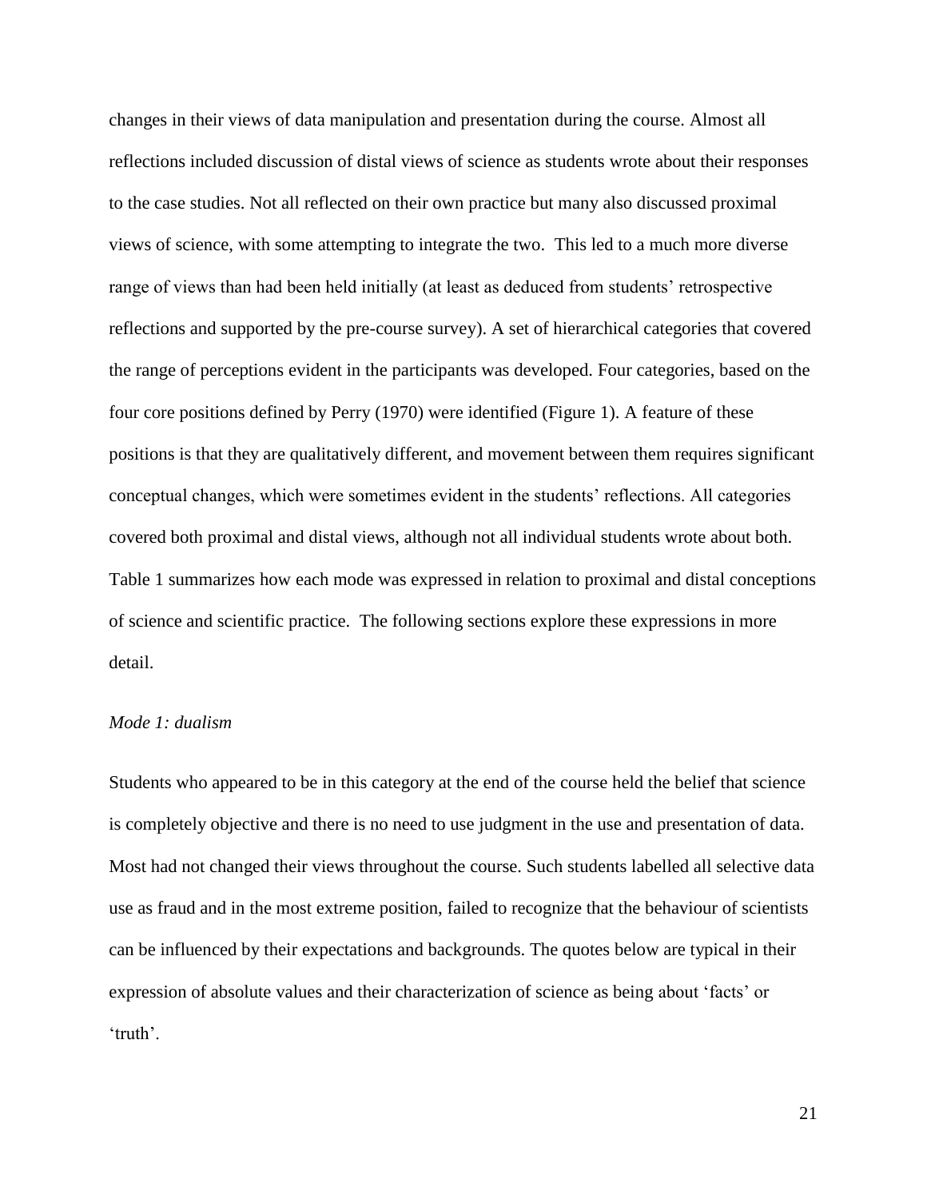changes in their views of data manipulation and presentation during the course. Almost all reflections included discussion of distal views of science as students wrote about their responses to the case studies. Not all reflected on their own practice but many also discussed proximal views of science, with some attempting to integrate the two. This led to a much more diverse range of views than had been held initially (at least as deduced from students' retrospective reflections and supported by the pre-course survey). A set of hierarchical categories that covered the range of perceptions evident in the participants was developed. Four categories, based on the four core positions defined by Perry (1970) were identified (Figure 1). A feature of these positions is that they are qualitatively different, and movement between them requires significant conceptual changes, which were sometimes evident in the students' reflections. All categories covered both proximal and distal views, although not all individual students wrote about both. Table 1 summarizes how each mode was expressed in relation to proximal and distal conceptions of science and scientific practice. The following sections explore these expressions in more detail.

*Mode 1: dualism*

Students who appeared to be in this category at the end of the course held the belief that science is completely objective and there is no need to use judgment in the use and presentation of data. Most had not changed their views throughout the course. Such students labelled all selective data use as fraud and in the most extreme position, failed to recognize that the behaviour of scientists can be influenced by their expectations and backgrounds. The quotes below are typical in their expression of absolute values and their characterization of science as being about 'facts' or 'truth'.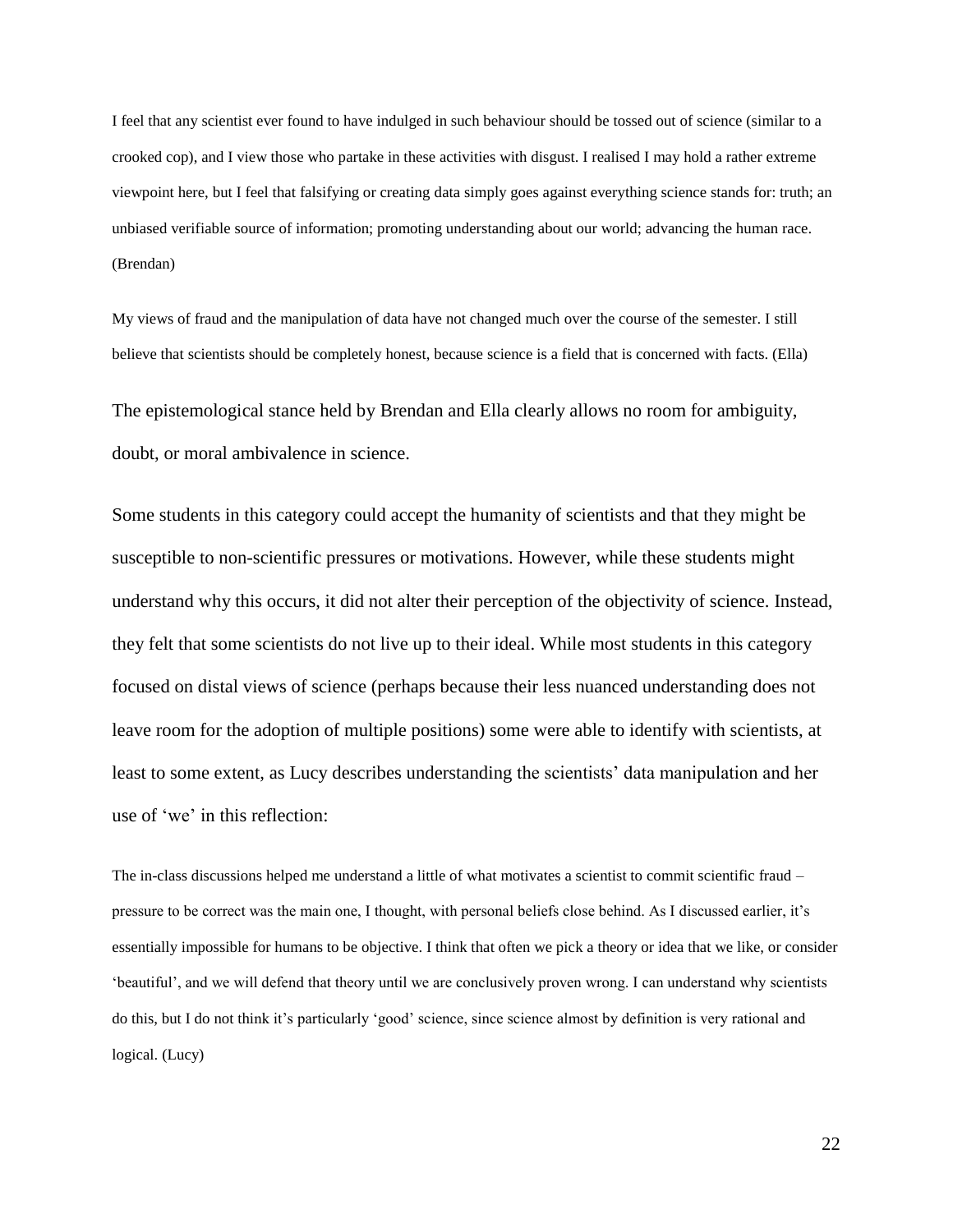> I feel that any scientist ever found to have indulged in such behaviour should be tossed out of science (similar to a crooked cop), and I view those who partake in these activities with disgust. I realised I may hold a rather extreme viewpoint here, but I feel that falsifying or creating data simply goes against everything science stands for: truth; an unbiased verifiable source of information; promoting understanding about our world; advancing the human race. (Brendan)

> My views of fraud and the manipulation of data have not changed much over the course of the semester. I still believe that scientists should be completely honest, because science is a field that is concerned with facts. (Ella)

The epistemological stance held by Brendan and Ella clearly allows no room for ambiguity, doubt, or moral ambivalence in science.

Some students in this category could accept the humanity of scientists and that they might be susceptible to non-scientific pressures or motivations. However, while these students might understand why this occurs, it did not alter their perception of the objectivity of science. Instead, they felt that some scientists do not live up to their ideal. While most students in this category focused on distal views of science (perhaps because their less nuanced understanding does not leave room for the adoption of multiple positions) some were able to identify with scientists, at least to some extent, as Lucy describes understanding the scientists' data manipulation and her use of 'we' in this reflection:

> The in-class discussions helped me understand a little of what motivates a scientist to commit scientific fraud – pressure to be correct was the main one, I thought, with personal beliefs close behind. As I discussed earlier, it's essentially impossible for humans to be objective. I think that often we pick a theory or idea that we like, or consider 'beautiful', and we will defend that theory until we are conclusively proven wrong. I can understand why scientists do this, but I do not think it's particularly 'good' science, since science almost by definition is very rational and logical. (Lucy)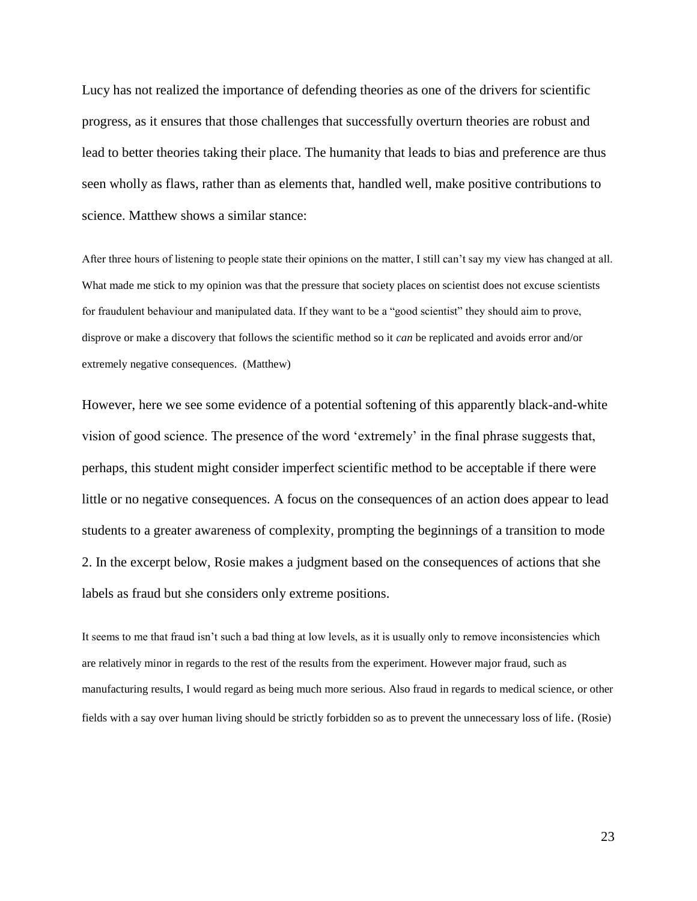Lucy has not realized the importance of defending theories as one of the drivers for scientific progress, as it ensures that those challenges that successfully overturn theories are robust and lead to better theories taking their place. The humanity that leads to bias and preference are thus seen wholly as flaws, rather than as elements that, handled well, make positive contributions to science. Matthew shows a similar stance:

> After three hours of listening to people state their opinions on the matter, I still can't say my view has changed at all. What made me stick to my opinion was that the pressure that society places on scientist does not excuse scientists for fraudulent behaviour and manipulated data. If they want to be a "good scientist" they should aim to prove, disprove or make a discovery that follows the scientific method so it *can* be replicated and avoids error and/or extremely negative consequences. (Matthew)

However, here we see some evidence of a potential softening of this apparently black-and-white vision of good science. The presence of the word 'extremely' in the final phrase suggests that, perhaps, this student might consider imperfect scientific method to be acceptable if there were little or no negative consequences. A focus on the consequences of an action does appear to lead students to a greater awareness of complexity, prompting the beginnings of a transition to mode 2. In the excerpt below, Rosie makes a judgment based on the consequences of actions that she labels as fraud but she considers only extreme positions.

> It seems to me that fraud isn't such a bad thing at low levels, as it is usually only to remove inconsistencies which are relatively minor in regards to the rest of the results from the experiment. However major fraud, such as manufacturing results, I would regard as being much more serious. Also fraud in regards to medical science, or other fields with a say over human living should be strictly forbidden so as to prevent the unnecessary loss of life. (Rosie)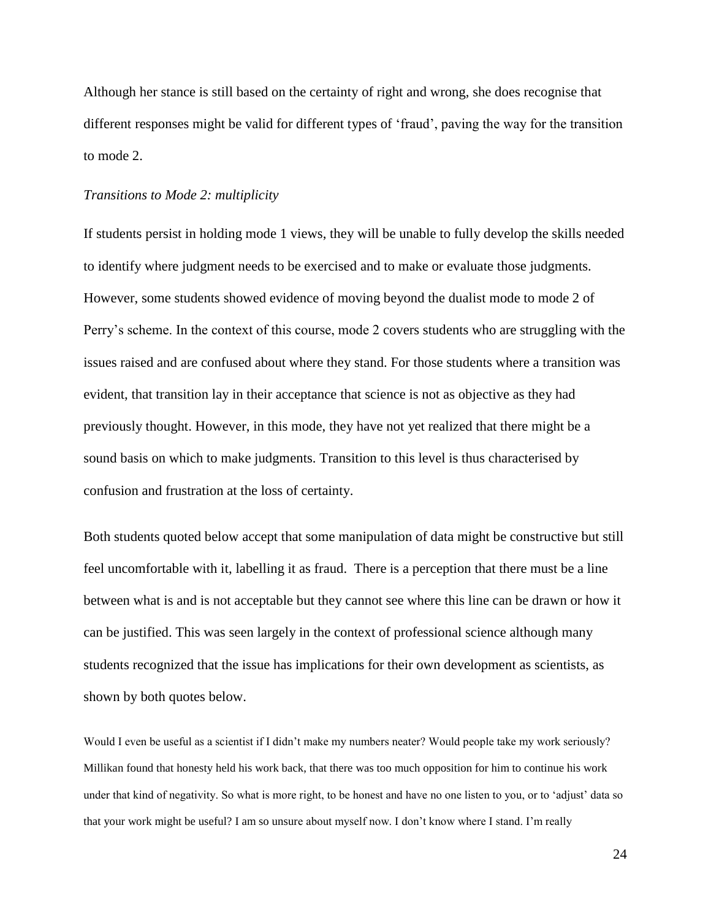Although her stance is still based on the certainty of right and wrong, she does recognise that different responses might be valid for different types of 'fraud', paving the way for the transition to mode 2.

*Transitions to Mode 2: multiplicity*

If students persist in holding mode 1 views, they will be unable to fully develop the skills needed to identify where judgment needs to be exercised and to make or evaluate those judgments. However, some students showed evidence of moving beyond the dualist mode to mode 2 of Perry's scheme. In the context of this course, mode 2 covers students who are struggling with the issues raised and are confused about where they stand. For those students where a transition was evident, that transition lay in their acceptance that science is not as objective as they had previously thought. However, in this mode, they have not yet realized that there might be a sound basis on which to make judgments. Transition to this level is thus characterised by confusion and frustration at the loss of certainty.

Both students quoted below accept that some manipulation of data might be constructive but still feel uncomfortable with it, labelling it as fraud. There is a perception that there must be a line between what is and is not acceptable but they cannot see where this line can be drawn or how it can be justified. This was seen largely in the context of professional science although many students recognized that the issue has implications for their own development as scientists, as shown by both quotes below.

> Would I even be useful as a scientist if I didn't make my numbers neater? Would people take my work seriously? Millikan found that honesty held his work back, that there was too much opposition for him to continue his work under that kind of negativity. So what is more right, to be honest and have no one listen to you, or to 'adjust' data so that your work might be useful? I am so unsure about myself now. I don't know where I stand. I'm really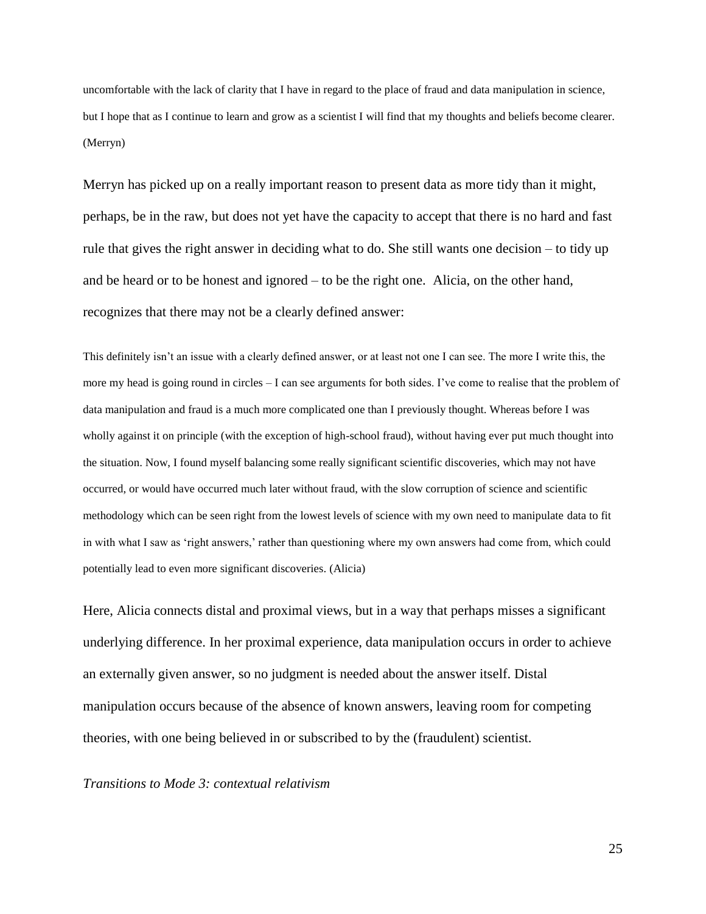uncomfortable with the lack of clarity that I have in regard to the place of fraud and data manipulation in science, but I hope that as I continue to learn and grow as a scientist I will find that my thoughts and beliefs become clearer. (Merryn)

Merryn has picked up on a really important reason to present data as more tidy than it might, perhaps, be in the raw, but does not yet have the capacity to accept that there is no hard and fast rule that gives the right answer in deciding what to do. She still wants one decision – to tidy up and be heard or to be honest and ignored – to be the right one. Alicia, on the other hand, recognizes that there may not be a clearly defined answer:

> This definitely isn't an issue with a clearly defined answer, or at least not one I can see. The more I write this, the more my head is going round in circles – I can see arguments for both sides. I've come to realise that the problem of data manipulation and fraud is a much more complicated one than I previously thought. Whereas before I was wholly against it on principle (with the exception of high-school fraud), without having ever put much thought into the situation. Now, I found myself balancing some really significant scientific discoveries, which may not have occurred, or would have occurred much later without fraud, with the slow corruption of science and scientific methodology which can be seen right from the lowest levels of science with my own need to manipulate data to fit in with what I saw as 'right answers,' rather than questioning where my own answers had come from, which could potentially lead to even more significant discoveries. (Alicia)

Here, Alicia connects distal and proximal views, but in a way that perhaps misses a significant underlying difference. In her proximal experience, data manipulation occurs in order to achieve an externally given answer, so no judgment is needed about the answer itself. Distal manipulation occurs because of the absence of known answers, leaving room for competing theories, with one being believed in or subscribed to by the (fraudulent) scientist.

*Transitions to Mode 3: contextual relativism*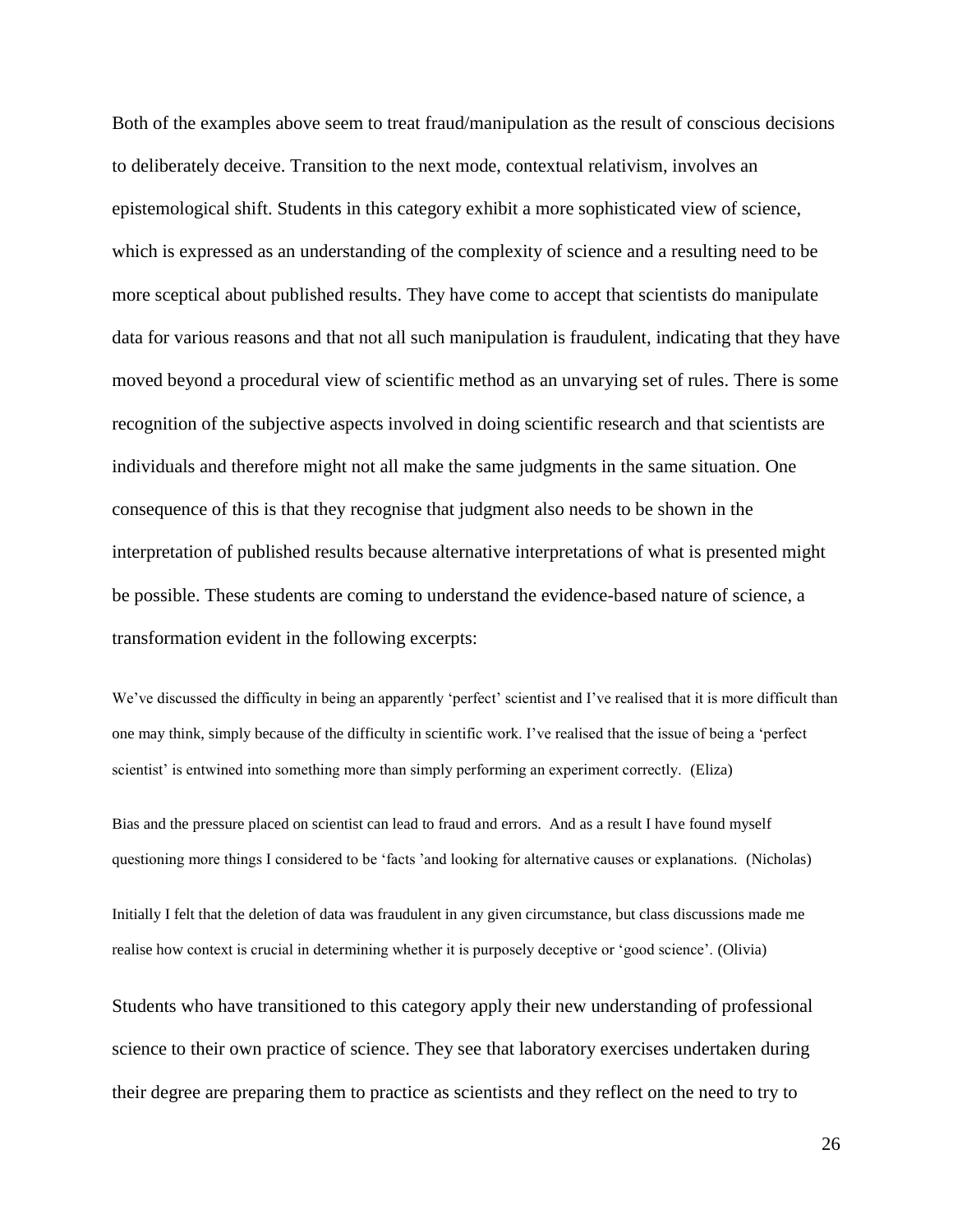Both of the examples above seem to treat fraud/manipulation as the result of conscious decisions to deliberately deceive. Transition to the next mode, contextual relativism, involves an epistemological shift. Students in this category exhibit a more sophisticated view of science, which is expressed as an understanding of the complexity of science and a resulting need to be more sceptical about published results. They have come to accept that scientists do manipulate data for various reasons and that not all such manipulation is fraudulent, indicating that they have moved beyond a procedural view of scientific method as an unvarying set of rules. There is some recognition of the subjective aspects involved in doing scientific research and that scientists are individuals and therefore might not all make the same judgments in the same situation. One consequence of this is that they recognise that judgment also needs to be shown in the interpretation of published results because alternative interpretations of what is presented might be possible. These students are coming to understand the evidence-based nature of science, a transformation evident in the following excerpts:

> We've discussed the difficulty in being an apparently 'perfect' scientist and I've realised that it is more difficult than one may think, simply because of the difficulty in scientific work. I've realised that the issue of being a 'perfect scientist' is entwined into something more than simply performing an experiment correctly. (Eliza)

> Bias and the pressure placed on scientist can lead to fraud and errors. And as a result I have found myself questioning more things I considered to be 'facts 'and looking for alternative causes or explanations. (Nicholas)

> Initially I felt that the deletion of data was fraudulent in any given circumstance, but class discussions made me realise how context is crucial in determining whether it is purposely deceptive or 'good science'. (Olivia)

Students who have transitioned to this category apply their new understanding of professional science to their own practice of science. They see that laboratory exercises undertaken during their degree are preparing them to practice as scientists and they reflect on the need to try to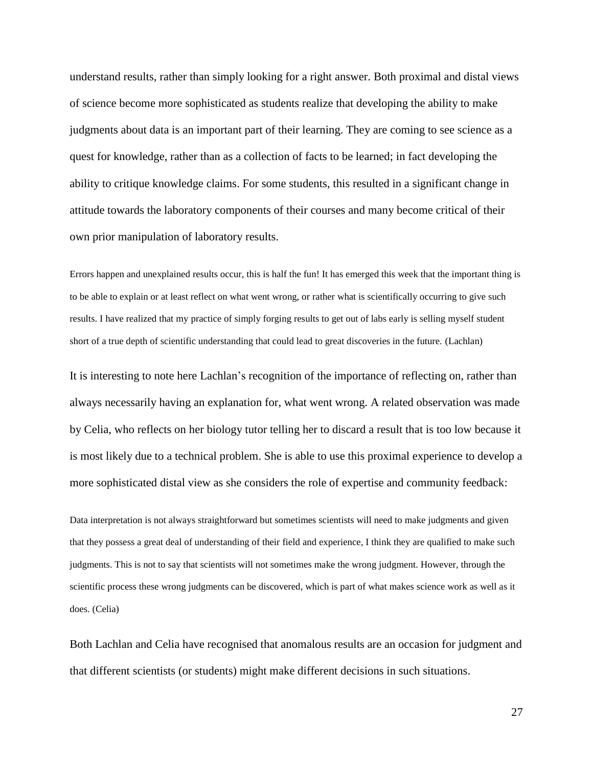understand results, rather than simply looking for a right answer. Both proximal and distal views of science become more sophisticated as students realize that developing the ability to make judgments about data is an important part of their learning. They are coming to see science as a quest for knowledge, rather than as a collection of facts to be learned; in fact developing the ability to critique knowledge claims. For some students, this resulted in a significant change in attitude towards the laboratory components of their courses and many become critical of their own prior manipulation of laboratory results.

> Errors happen and unexplained results occur, this is half the fun! It has emerged this week that the important thing is to be able to explain or at least reflect on what went wrong, or rather what is scientifically occurring to give such results. I have realized that my practice of simply forging results to get out of labs early is selling myself student short of a true depth of scientific understanding that could lead to great discoveries in the future. (Lachlan)

It is interesting to note here Lachlan's recognition of the importance of reflecting on, rather than always necessarily having an explanation for, what went wrong. A related observation was made by Celia, who reflects on her biology tutor telling her to discard a result that is too low because it is most likely due to a technical problem. She is able to use this proximal experience to develop a more sophisticated distal view as she considers the role of expertise and community feedback:

> Data interpretation is not always straightforward but sometimes scientists will need to make judgments and given that they possess a great deal of understanding of their field and experience, I think they are qualified to make such judgments. This is not to say that scientists will not sometimes make the wrong judgment. However, through the scientific process these wrong judgments can be discovered, which is part of what makes science work as well as it does. (Celia)

Both Lachlan and Celia have recognised that anomalous results are an occasion for judgment and that different scientists (or students) might make different decisions in such situations.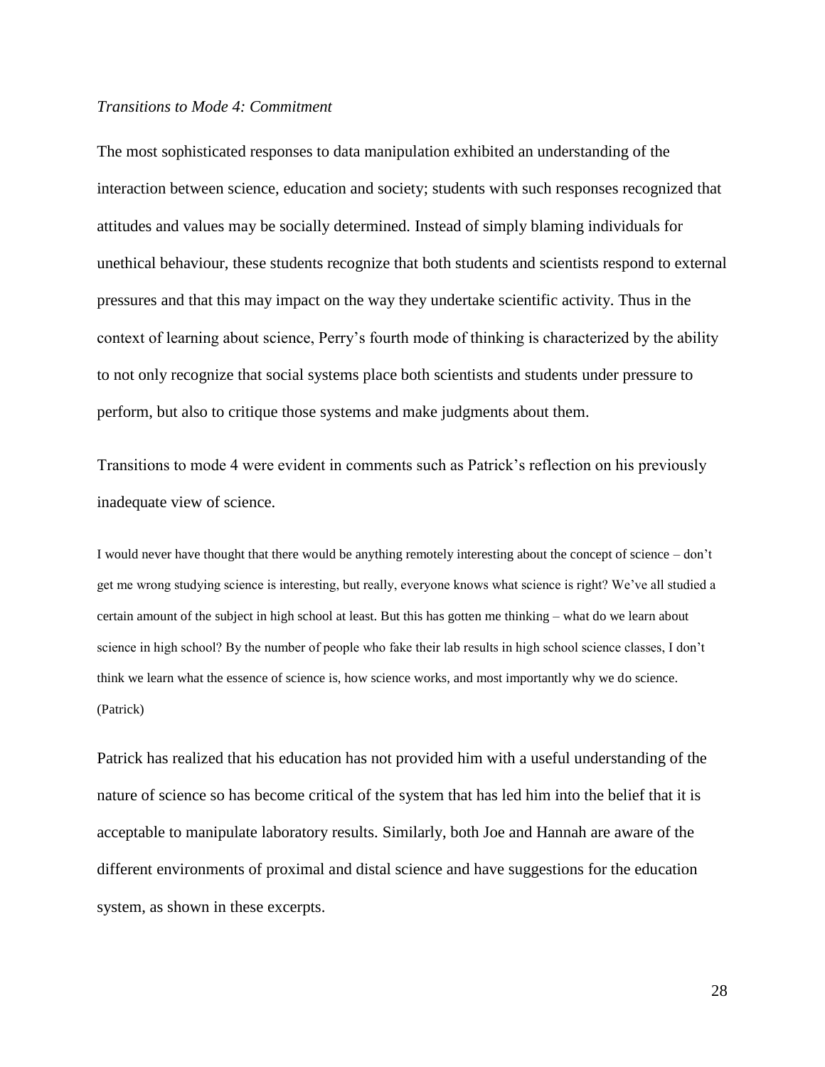*Transitions to Mode 4: Commitment*

The most sophisticated responses to data manipulation exhibited an understanding of the interaction between science, education and society; students with such responses recognized that attitudes and values may be socially determined. Instead of simply blaming individuals for unethical behaviour, these students recognize that both students and scientists respond to external pressures and that this may impact on the way they undertake scientific activity. Thus in the context of learning about science, Perry's fourth mode of thinking is characterized by the ability to not only recognize that social systems place both scientists and students under pressure to perform, but also to critique those systems and make judgments about them.

Transitions to mode 4 were evident in comments such as Patrick's reflection on his previously inadequate view of science.

> I would never have thought that there would be anything remotely interesting about the concept of science – don't get me wrong studying science is interesting, but really, everyone knows what science is right? We've all studied a certain amount of the subject in high school at least. But this has gotten me thinking – what do we learn about science in high school? By the number of people who fake their lab results in high school science classes, I don't think we learn what the essence of science is, how science works, and most importantly why we do science. (Patrick)

Patrick has realized that his education has not provided him with a useful understanding of the nature of science so has become critical of the system that has led him into the belief that it is acceptable to manipulate laboratory results. Similarly, both Joe and Hannah are aware of the different environments of proximal and distal science and have suggestions for the education system, as shown in these excerpts.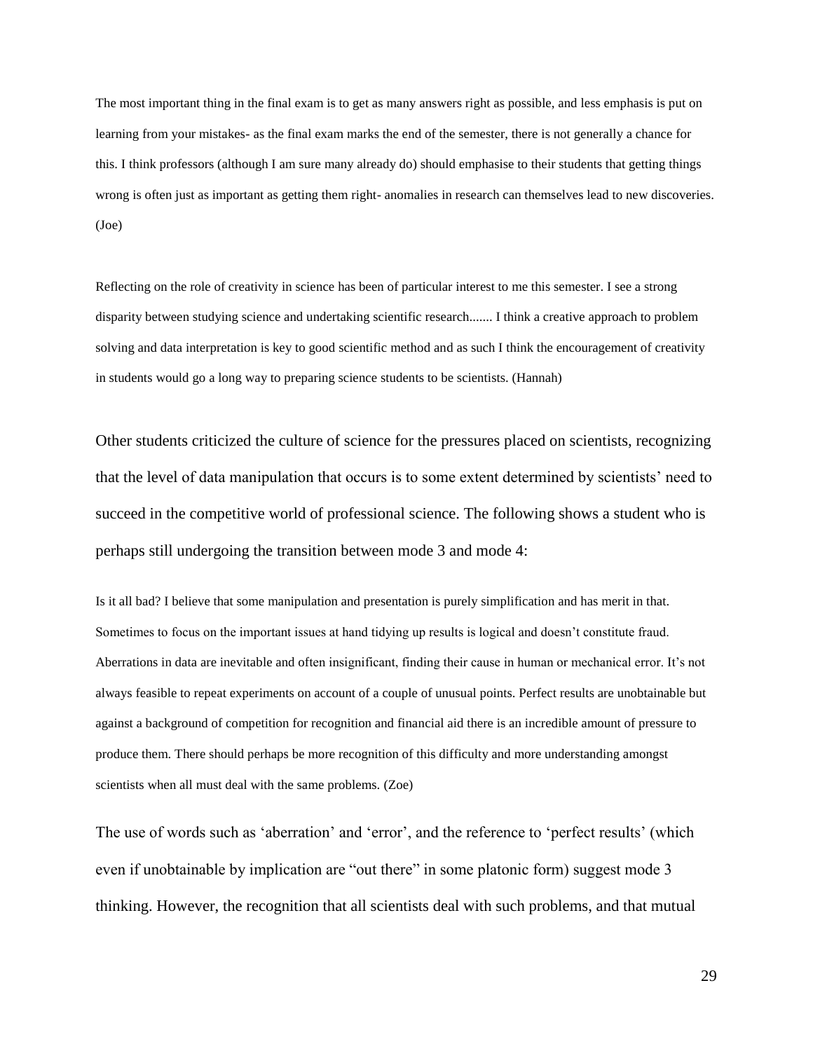> The most important thing in the final exam is to get as many answers right as possible, and less emphasis is put on learning from your mistakes- as the final exam marks the end of the semester, there is not generally a chance for this. I think professors (although I am sure many already do) should emphasise to their students that getting things wrong is often just as important as getting them right- anomalies in research can themselves lead to new discoveries. (Joe)

> Reflecting on the role of creativity in science has been of particular interest to me this semester. I see a strong disparity between studying science and undertaking scientific research....... I think a creative approach to problem solving and data interpretation is key to good scientific method and as such I think the encouragement of creativity in students would go a long way to preparing science students to be scientists. (Hannah)

Other students criticized the culture of science for the pressures placed on scientists, recognizing that the level of data manipulation that occurs is to some extent determined by scientists' need to succeed in the competitive world of professional science. The following shows a student who is perhaps still undergoing the transition between mode 3 and mode 4:

> Is it all bad? I believe that some manipulation and presentation is purely simplification and has merit in that. Sometimes to focus on the important issues at hand tidying up results is logical and doesn't constitute fraud. Aberrations in data are inevitable and often insignificant, finding their cause in human or mechanical error. It's not always feasible to repeat experiments on account of a couple of unusual points. Perfect results are unobtainable but against a background of competition for recognition and financial aid there is an incredible amount of pressure to produce them. There should perhaps be more recognition of this difficulty and more understanding amongst scientists when all must deal with the same problems. (Zoe)

The use of words such as 'aberration' and 'error', and the reference to 'perfect results' (which even if unobtainable by implication are "out there" in some platonic form) suggest mode 3 thinking. However, the recognition that all scientists deal with such problems, and that mutual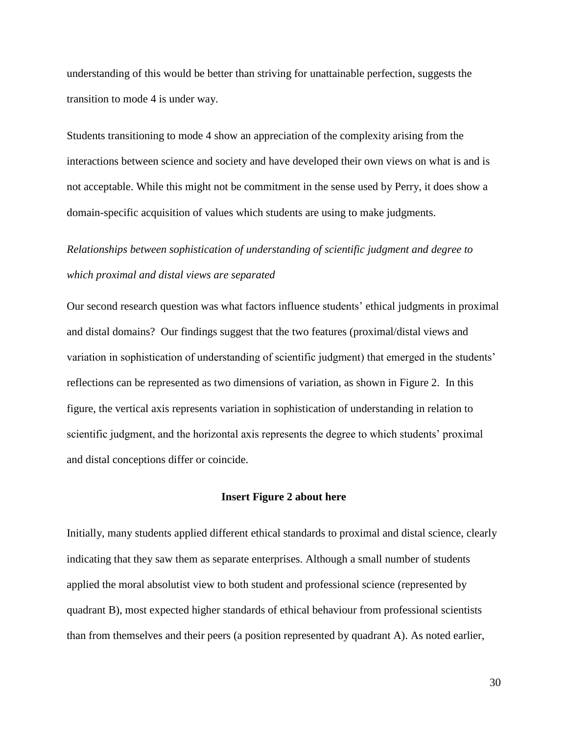understanding of this would be better than striving for unattainable perfection, suggests the transition to mode 4 is under way.

Students transitioning to mode 4 show an appreciation of the complexity arising from the interactions between science and society and have developed their own views on what is and is not acceptable. While this might not be commitment in the sense used by Perry, it does show a domain-specific acquisition of values which students are using to make judgments.

*Relationships between sophistication of understanding of scientific judgment and degree to which proximal and distal views are separated*

Our second research question was what factors influence students' ethical judgments in proximal and distal domains? Our findings suggest that the two features (proximal/distal views and variation in sophistication of understanding of scientific judgment) that emerged in the students' reflections can be represented as two dimensions of variation, as shown in Figure 2. In this figure, the vertical axis represents variation in sophistication of understanding in relation to scientific judgment, and the horizontal axis represents the degree to which students' proximal and distal conceptions differ or coincide.

**Insert Figure 2 about here**

Initially, many students applied different ethical standards to proximal and distal science, clearly indicating that they saw them as separate enterprises. Although a small number of students applied the moral absolutist view to both student and professional science (represented by quadrant B), most expected higher standards of ethical behaviour from professional scientists than from themselves and their peers (a position represented by quadrant A). As noted earlier,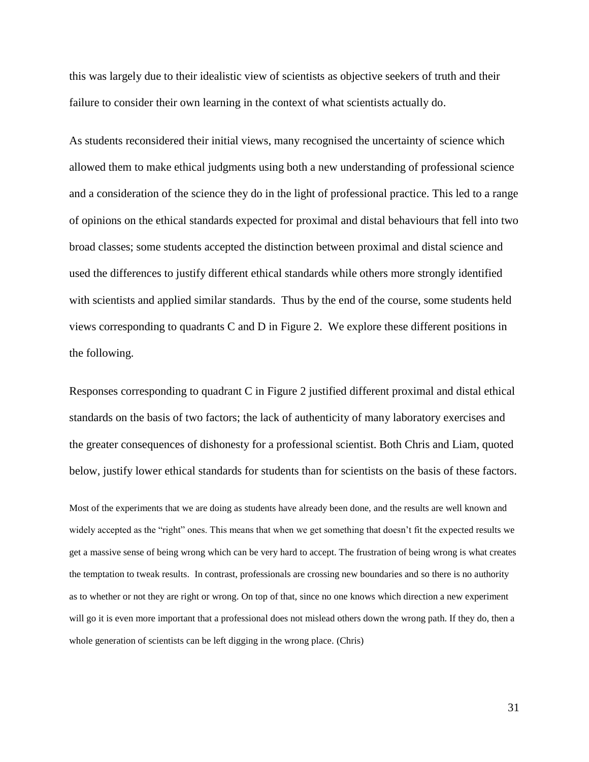this was largely due to their idealistic view of scientists as objective seekers of truth and their failure to consider their own learning in the context of what scientists actually do.

As students reconsidered their initial views, many recognised the uncertainty of science which allowed them to make ethical judgments using both a new understanding of professional science and a consideration of the science they do in the light of professional practice. This led to a range of opinions on the ethical standards expected for proximal and distal behaviours that fell into two broad classes; some students accepted the distinction between proximal and distal science and used the differences to justify different ethical standards while others more strongly identified with scientists and applied similar standards. Thus by the end of the course, some students held views corresponding to quadrants C and D in Figure 2. We explore these different positions in the following.

Responses corresponding to quadrant C in Figure 2 justified different proximal and distal ethical standards on the basis of two factors; the lack of authenticity of many laboratory exercises and the greater consequences of dishonesty for a professional scientist. Both Chris and Liam, quoted below, justify lower ethical standards for students than for scientists on the basis of these factors.

> Most of the experiments that we are doing as students have already been done, and the results are well known and widely accepted as the "right" ones. This means that when we get something that doesn't fit the expected results we get a massive sense of being wrong which can be very hard to accept. The frustration of being wrong is what creates the temptation to tweak results. In contrast, professionals are crossing new boundaries and so there is no authority as to whether or not they are right or wrong. On top of that, since no one knows which direction a new experiment will go it is even more important that a professional does not mislead others down the wrong path. If they do, then a whole generation of scientists can be left digging in the wrong place. (Chris)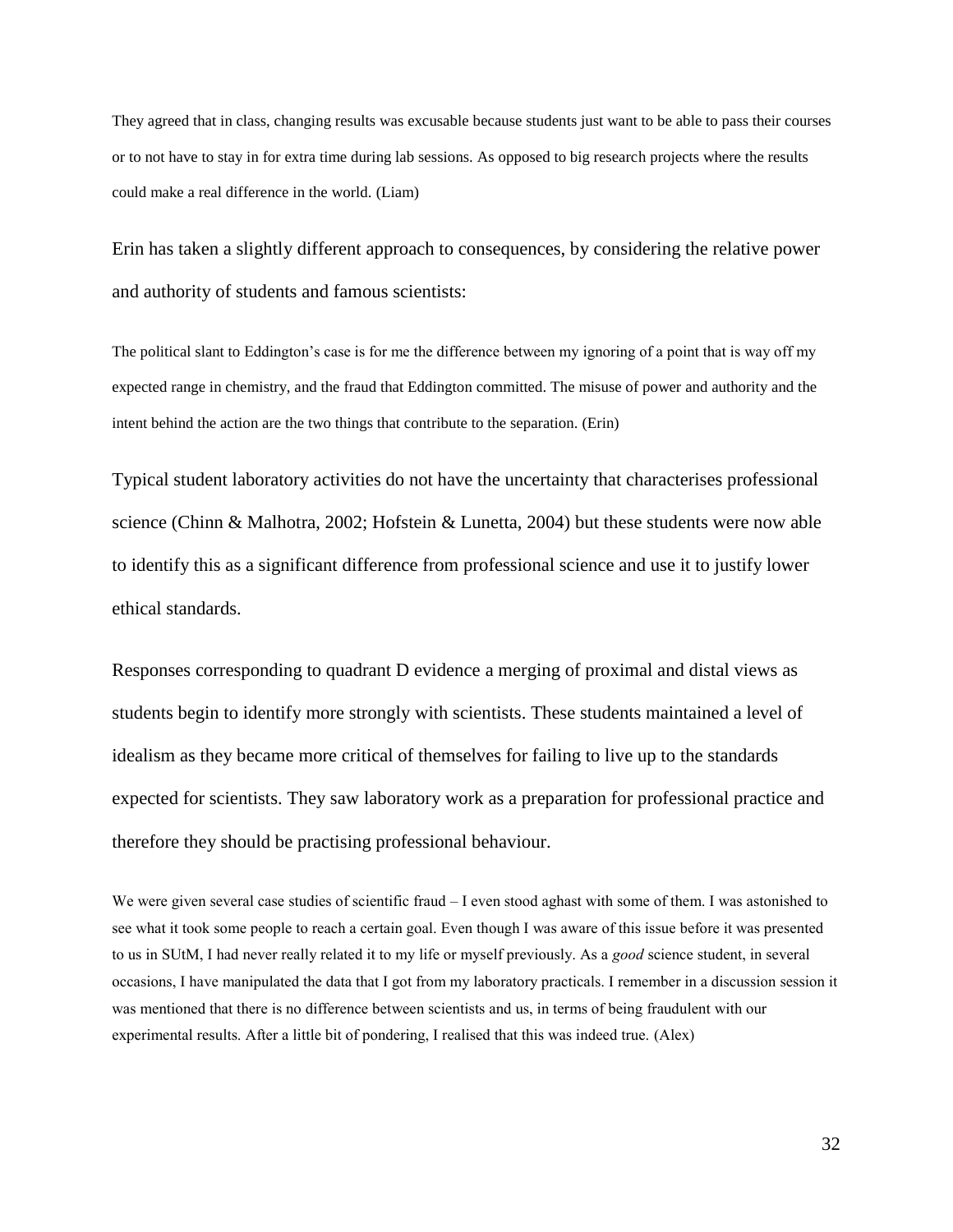They agreed that in class, changing results was excusable because students just want to be able to pass their courses or to not have to stay in for extra time during lab sessions. As opposed to big research projects where the results could make a real difference in the world. (Liam)

Erin has taken a slightly different approach to consequences, by considering the relative power and authority of students and famous scientists:

The political slant to Eddington's case is for me the difference between my ignoring of a point that is way off my expected range in chemistry, and the fraud that Eddington committed. The misuse of power and authority and the intent behind the action are the two things that contribute to the separation. (Erin)

Typical student laboratory activities do not have the uncertainty that characterises professional science (Chinn & Malhotra, 2002; Hofstein & Lunetta, 2004) but these students were now able to identify this as a significant difference from professional science and use it to justify lower ethical standards.

Responses corresponding to quadrant D evidence a merging of proximal and distal views as students begin to identify more strongly with scientists. These students maintained a level of idealism as they became more critical of themselves for failing to live up to the standards expected for scientists. They saw laboratory work as a preparation for professional practice and therefore they should be practising professional behaviour.

We were given several case studies of scientific fraud – I even stood aghast with some of them. I was astonished to see what it took some people to reach a certain goal. Even though I was aware of this issue before it was presented to us in SUtM, I had never really related it to my life or myself previously. As a *good* science student, in several occasions, I have manipulated the data that I got from my laboratory practicals. I remember in a discussion session it was mentioned that there is no difference between scientists and us, in terms of being fraudulent with our experimental results. After a little bit of pondering, I realised that this was indeed true. (Alex)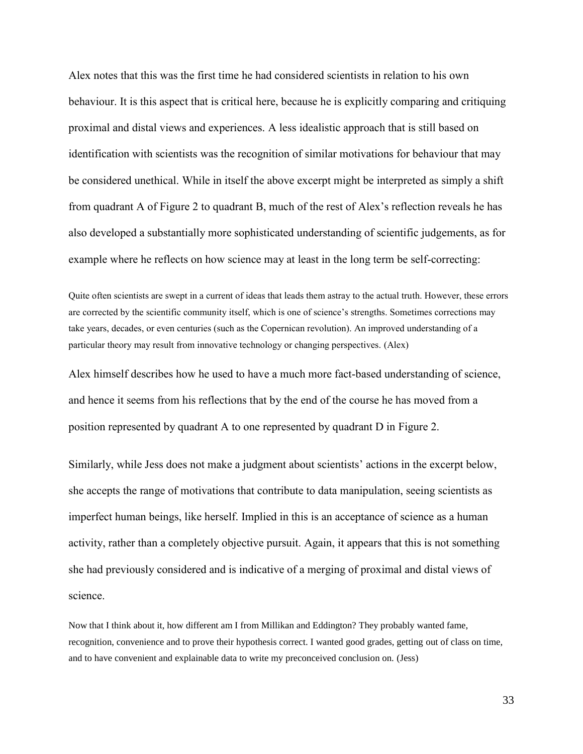Alex notes that this was the first time he had considered scientists in relation to his own behaviour. It is this aspect that is critical here, because he is explicitly comparing and critiquing proximal and distal views and experiences. A less idealistic approach that is still based on identification with scientists was the recognition of similar motivations for behaviour that may be considered unethical. While in itself the above excerpt might be interpreted as simply a shift from quadrant A of Figure 2 to quadrant B, much of the rest of Alex's reflection reveals he has also developed a substantially more sophisticated understanding of scientific judgements, as for example where he reflects on how science may at least in the long term be self-correcting:

> Quite often scientists are swept in a current of ideas that leads them astray to the actual truth. However, these errors are corrected by the scientific community itself, which is one of science's strengths. Sometimes corrections may take years, decades, or even centuries (such as the Copernican revolution). An improved understanding of a particular theory may result from innovative technology or changing perspectives. (Alex)

Alex himself describes how he used to have a much more fact-based understanding of science, and hence it seems from his reflections that by the end of the course he has moved from a position represented by quadrant A to one represented by quadrant D in Figure 2.

Similarly, while Jess does not make a judgment about scientists' actions in the excerpt below, she accepts the range of motivations that contribute to data manipulation, seeing scientists as imperfect human beings, like herself. Implied in this is an acceptance of science as a human activity, rather than a completely objective pursuit. Again, it appears that this is not something she had previously considered and is indicative of a merging of proximal and distal views of science.

> Now that I think about it, how different am I from Millikan and Eddington? They probably wanted fame, recognition, convenience and to prove their hypothesis correct. I wanted good grades, getting out of class on time, and to have convenient and explainable data to write my preconceived conclusion on. (Jess)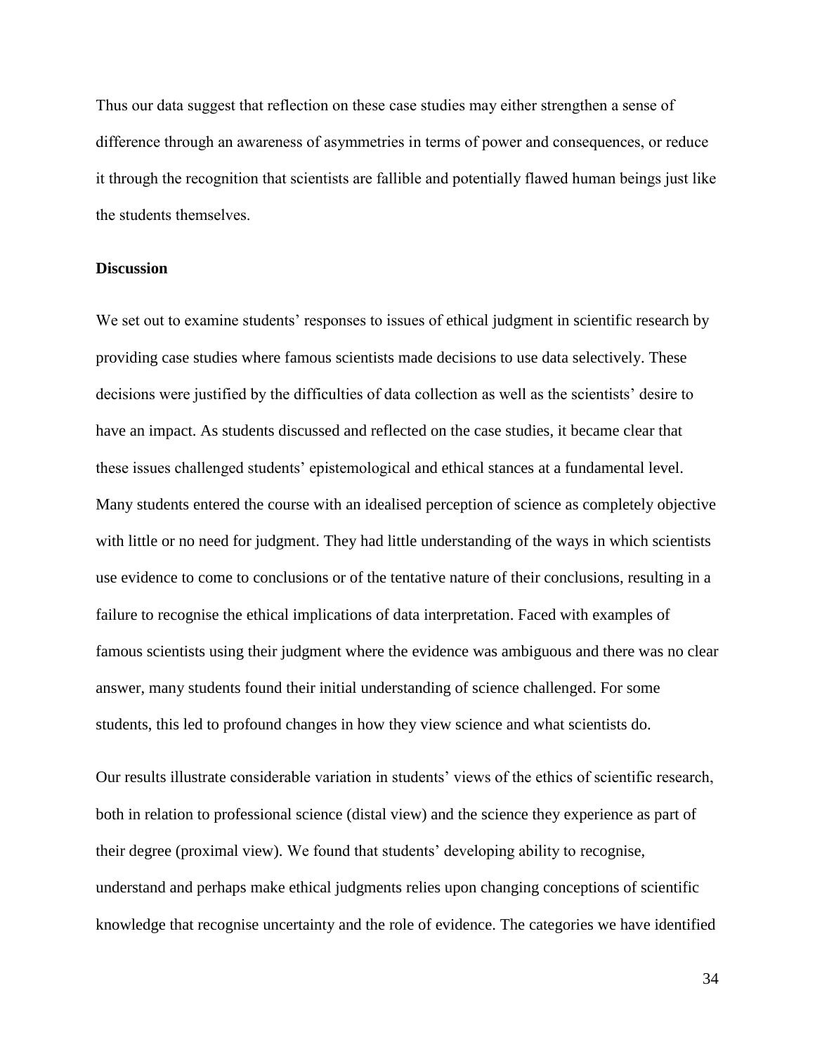Thus our data suggest that reflection on these case studies may either strengthen a sense of difference through an awareness of asymmetries in terms of power and consequences, or reduce it through the recognition that scientists are fallible and potentially flawed human beings just like the students themselves.

## Discussion

We set out to examine students' responses to issues of ethical judgment in scientific research by providing case studies where famous scientists made decisions to use data selectively. These decisions were justified by the difficulties of data collection as well as the scientists' desire to have an impact. As students discussed and reflected on the case studies, it became clear that these issues challenged students' epistemological and ethical stances at a fundamental level. Many students entered the course with an idealised perception of science as completely objective with little or no need for judgment. They had little understanding of the ways in which scientists use evidence to come to conclusions or of the tentative nature of their conclusions, resulting in a failure to recognise the ethical implications of data interpretation. Faced with examples of famous scientists using their judgment where the evidence was ambiguous and there was no clear answer, many students found their initial understanding of science challenged. For some students, this led to profound changes in how they view science and what scientists do.

Our results illustrate considerable variation in students' views of the ethics of scientific research, both in relation to professional science (distal view) and the science they experience as part of their degree (proximal view). We found that students' developing ability to recognise, understand and perhaps make ethical judgments relies upon changing conceptions of scientific knowledge that recognise uncertainty and the role of evidence. The categories we have identified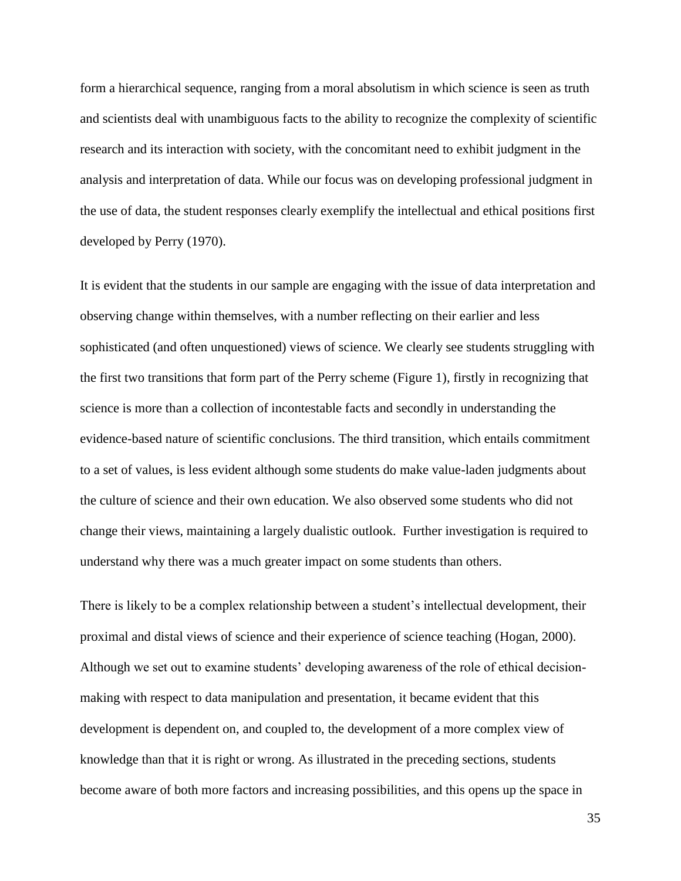form a hierarchical sequence, ranging from a moral absolutism in which science is seen as truth and scientists deal with unambiguous facts to the ability to recognize the complexity of scientific research and its interaction with society, with the concomitant need to exhibit judgment in the analysis and interpretation of data. While our focus was on developing professional judgment in the use of data, the student responses clearly exemplify the intellectual and ethical positions first developed by Perry (1970).

It is evident that the students in our sample are engaging with the issue of data interpretation and observing change within themselves, with a number reflecting on their earlier and less sophisticated (and often unquestioned) views of science. We clearly see students struggling with the first two transitions that form part of the Perry scheme (Figure 1), firstly in recognizing that science is more than a collection of incontestable facts and secondly in understanding the evidence-based nature of scientific conclusions. The third transition, which entails commitment to a set of values, is less evident although some students do make value-laden judgments about the culture of science and their own education. We also observed some students who did not change their views, maintaining a largely dualistic outlook. Further investigation is required to understand why there was a much greater impact on some students than others.

There is likely to be a complex relationship between a student's intellectual development, their proximal and distal views of science and their experience of science teaching (Hogan, 2000). Although we set out to examine students' developing awareness of the role of ethical decision-making with respect to data manipulation and presentation, it became evident that this development is dependent on, and coupled to, the development of a more complex view of knowledge than that it is right or wrong. As illustrated in the preceding sections, students become aware of both more factors and increasing possibilities, and this opens up the space in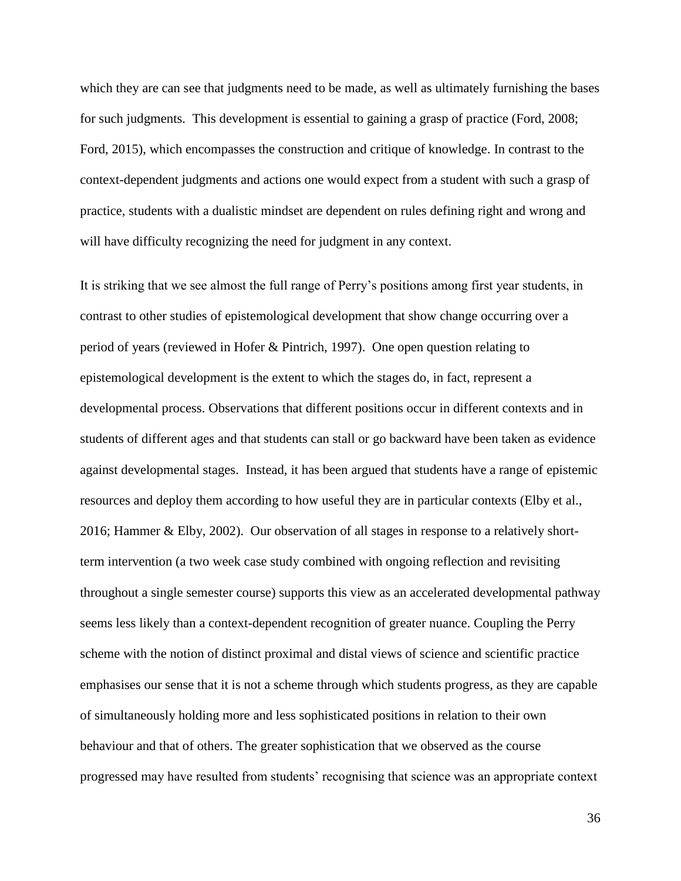which they are can see that judgments need to be made, as well as ultimately furnishing the bases for such judgments. This development is essential to gaining a grasp of practice (Ford, 2008; Ford, 2015), which encompasses the construction and critique of knowledge. In contrast to the context-dependent judgments and actions one would expect from a student with such a grasp of practice, students with a dualistic mindset are dependent on rules defining right and wrong and will have difficulty recognizing the need for judgment in any context.

It is striking that we see almost the full range of Perry's positions among first year students, in contrast to other studies of epistemological development that show change occurring over a period of years (reviewed in Hofer & Pintrich, 1997). One open question relating to epistemological development is the extent to which the stages do, in fact, represent a developmental process. Observations that different positions occur in different contexts and in students of different ages and that students can stall or go backward have been taken as evidence against developmental stages. Instead, it has been argued that students have a range of epistemic resources and deploy them according to how useful they are in particular contexts (Elby et al., 2016; Hammer & Elby, 2002). Our observation of all stages in response to a relatively short-term intervention (a two week case study combined with ongoing reflection and revisiting throughout a single semester course) supports this view as an accelerated developmental pathway seems less likely than a context-dependent recognition of greater nuance. Coupling the Perry scheme with the notion of distinct proximal and distal views of science and scientific practice emphasises our sense that it is not a scheme through which students progress, as they are capable of simultaneously holding more and less sophisticated positions in relation to their own behaviour and that of others. The greater sophistication that we observed as the course progressed may have resulted from students' recognising that science was an appropriate context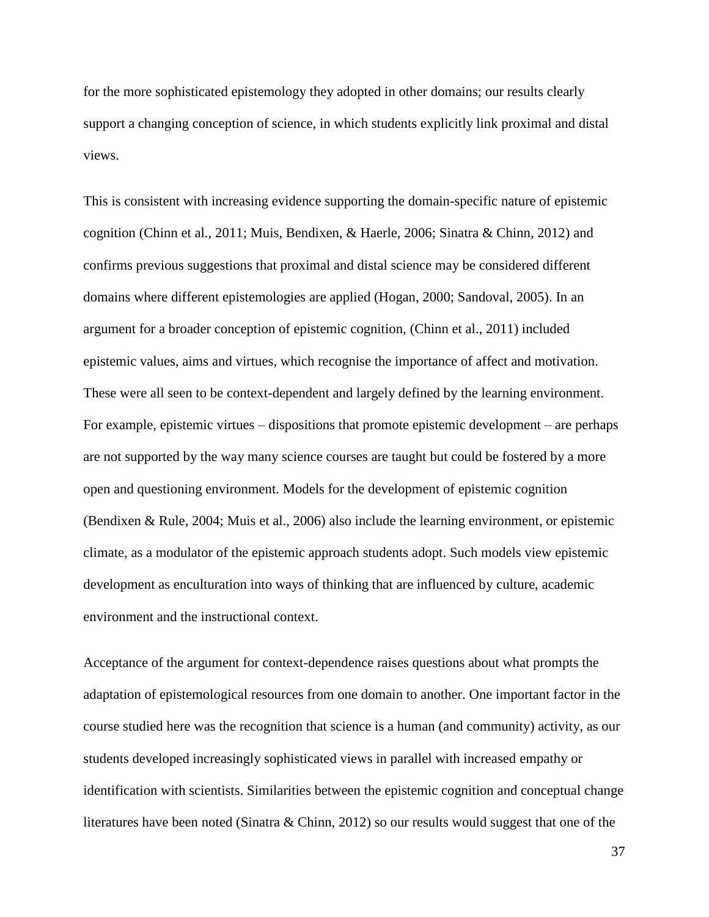for the more sophisticated epistemology they adopted in other domains; our results clearly support a changing conception of science, in which students explicitly link proximal and distal views.

This is consistent with increasing evidence supporting the domain-specific nature of epistemic cognition (Chinn et al., 2011; Muis, Bendixen, & Haerle, 2006; Sinatra & Chinn, 2012) and confirms previous suggestions that proximal and distal science may be considered different domains where different epistemologies are applied (Hogan, 2000; Sandoval, 2005). In an argument for a broader conception of epistemic cognition, (Chinn et al., 2011) included epistemic values, aims and virtues, which recognise the importance of affect and motivation. These were all seen to be context-dependent and largely defined by the learning environment. For example, epistemic virtues – dispositions that promote epistemic development – are perhaps are not supported by the way many science courses are taught but could be fostered by a more open and questioning environment. Models for the development of epistemic cognition (Bendixen & Rule, 2004; Muis et al., 2006) also include the learning environment, or epistemic climate, as a modulator of the epistemic approach students adopt. Such models view epistemic development as enculturation into ways of thinking that are influenced by culture, academic environment and the instructional context.

Acceptance of the argument for context-dependence raises questions about what prompts the adaptation of epistemological resources from one domain to another. One important factor in the course studied here was the recognition that science is a human (and community) activity, as our students developed increasingly sophisticated views in parallel with increased empathy or identification with scientists. Similarities between the epistemic cognition and conceptual change literatures have been noted (Sinatra & Chinn, 2012) so our results would suggest that one of the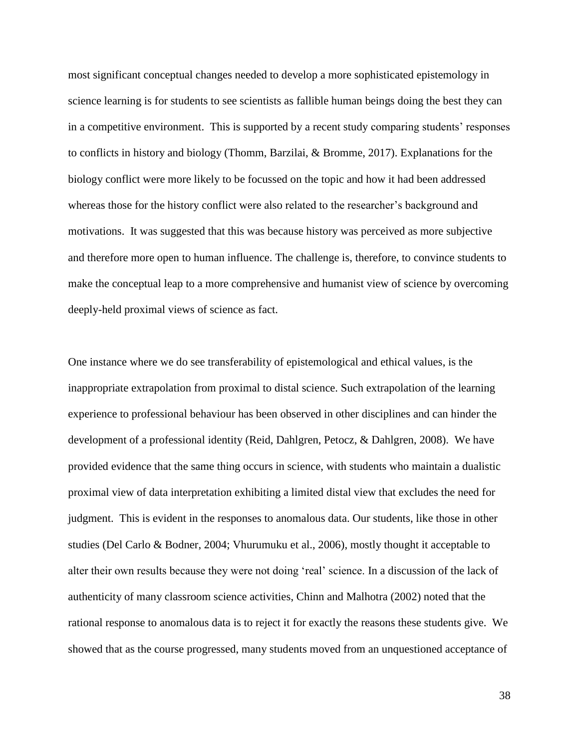most significant conceptual changes needed to develop a more sophisticated epistemology in science learning is for students to see scientists as fallible human beings doing the best they can in a competitive environment. This is supported by a recent study comparing students' responses to conflicts in history and biology (Thomm, Barzilai, & Bromme, 2017). Explanations for the biology conflict were more likely to be focussed on the topic and how it had been addressed whereas those for the history conflict were also related to the researcher's background and motivations. It was suggested that this was because history was perceived as more subjective and therefore more open to human influence. The challenge is, therefore, to convince students to make the conceptual leap to a more comprehensive and humanist view of science by overcoming deeply-held proximal views of science as fact.

One instance where we do see transferability of epistemological and ethical values, is the inappropriate extrapolation from proximal to distal science. Such extrapolation of the learning experience to professional behaviour has been observed in other disciplines and can hinder the development of a professional identity (Reid, Dahlgren, Petocz, & Dahlgren, 2008). We have provided evidence that the same thing occurs in science, with students who maintain a dualistic proximal view of data interpretation exhibiting a limited distal view that excludes the need for judgment. This is evident in the responses to anomalous data. Our students, like those in other studies (Del Carlo & Bodner, 2004; Vhurumuku et al., 2006), mostly thought it acceptable to alter their own results because they were not doing 'real' science. In a discussion of the lack of authenticity of many classroom science activities, Chinn and Malhotra (2002) noted that the rational response to anomalous data is to reject it for exactly the reasons these students give. We showed that as the course progressed, many students moved from an unquestioned acceptance of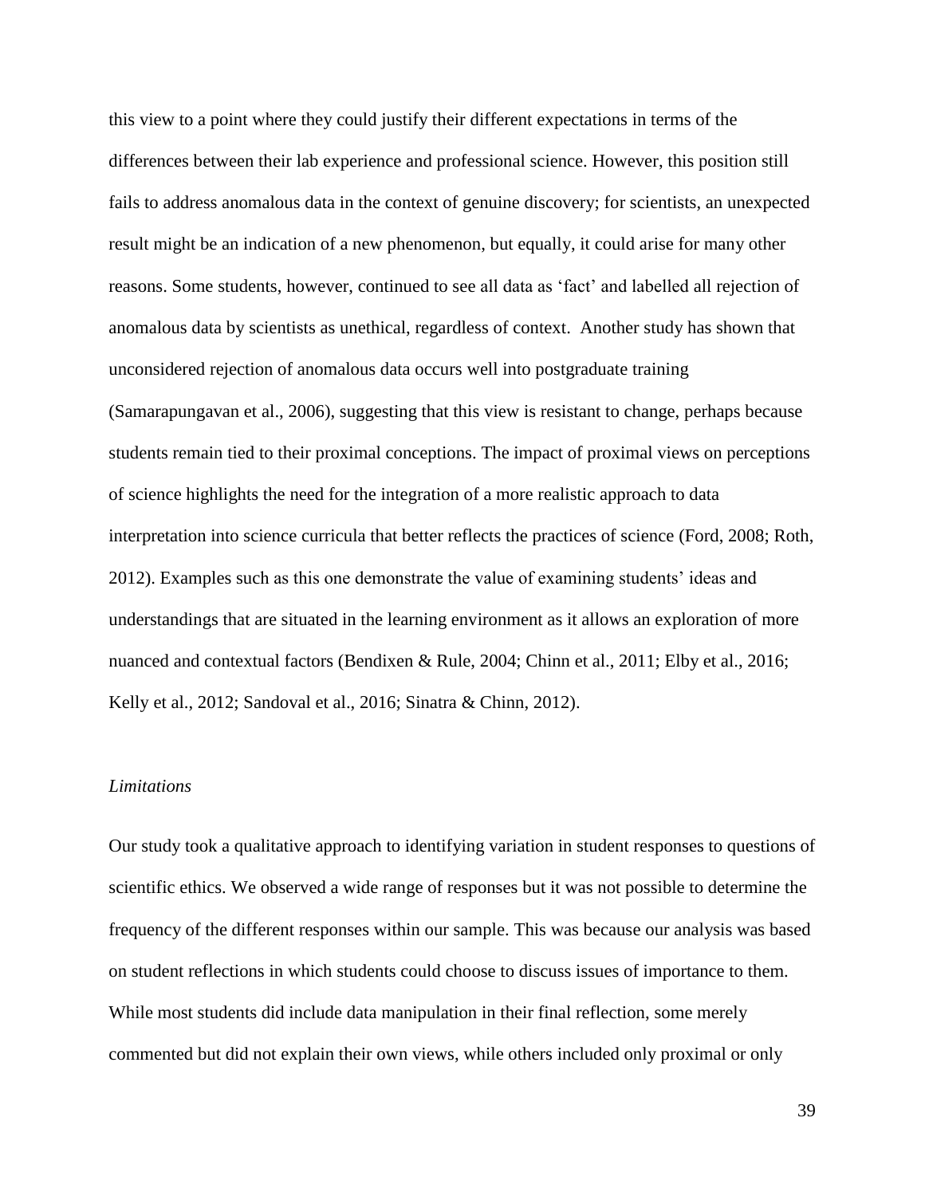this view to a point where they could justify their different expectations in terms of the differences between their lab experience and professional science. However, this position still fails to address anomalous data in the context of genuine discovery; for scientists, an unexpected result might be an indication of a new phenomenon, but equally, it could arise for many other reasons. Some students, however, continued to see all data as 'fact' and labelled all rejection of anomalous data by scientists as unethical, regardless of context. Another study has shown that unconsidered rejection of anomalous data occurs well into postgraduate training (Samarapungavan et al., 2006), suggesting that this view is resistant to change, perhaps because students remain tied to their proximal conceptions. The impact of proximal views on perceptions of science highlights the need for the integration of a more realistic approach to data interpretation into science curricula that better reflects the practices of science (Ford, 2008; Roth, 2012). Examples such as this one demonstrate the value of examining students' ideas and understandings that are situated in the learning environment as it allows an exploration of more nuanced and contextual factors (Bendixen & Rule, 2004; Chinn et al., 2011; Elby et al., 2016; Kelly et al., 2012; Sandoval et al., 2016; Sinatra & Chinn, 2012).

*Limitations*

Our study took a qualitative approach to identifying variation in student responses to questions of scientific ethics. We observed a wide range of responses but it was not possible to determine the frequency of the different responses within our sample. This was because our analysis was based on student reflections in which students could choose to discuss issues of importance to them. While most students did include data manipulation in their final reflection, some merely commented but did not explain their own views, while others included only proximal or only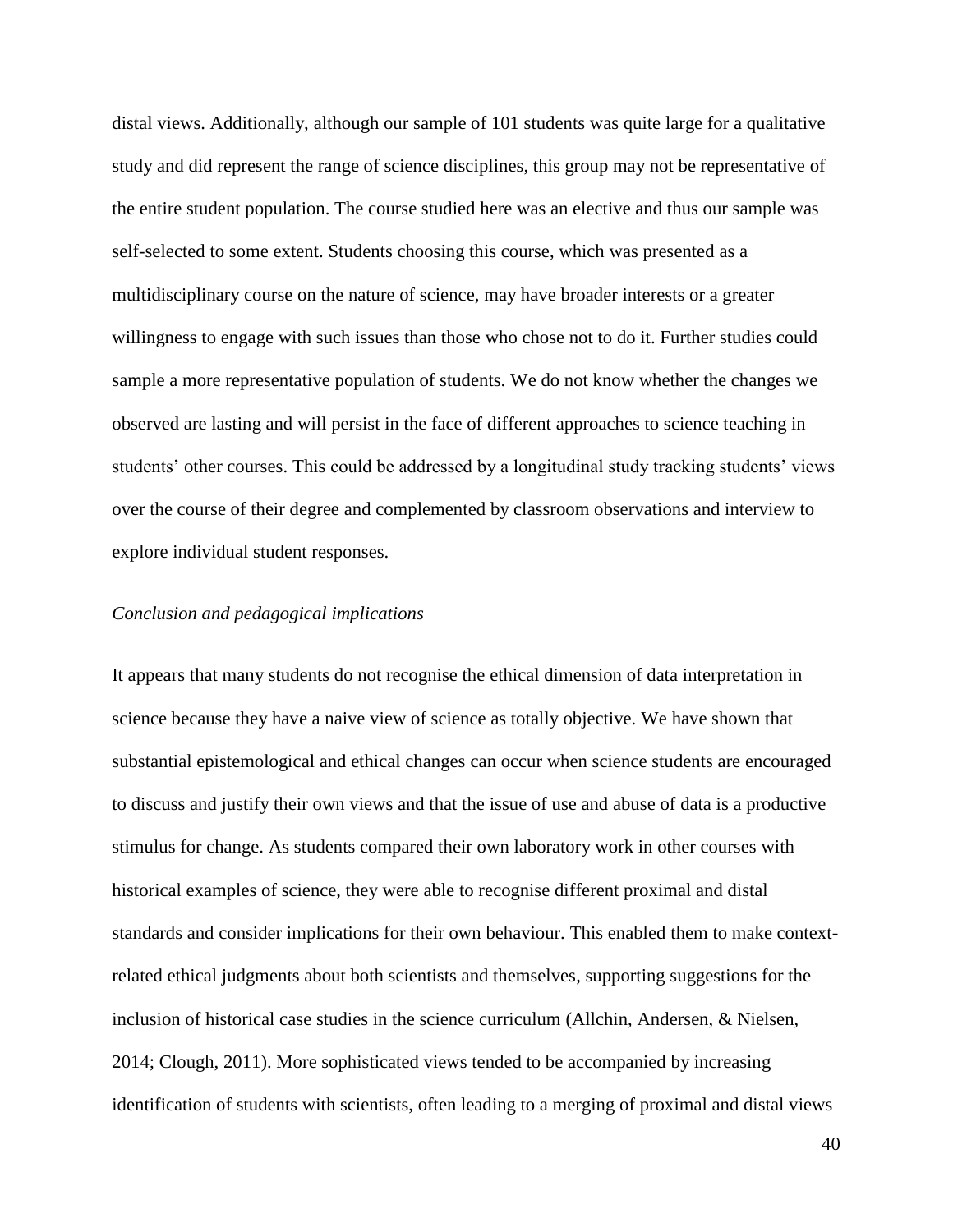distal views. Additionally, although our sample of 101 students was quite large for a qualitative study and did represent the range of science disciplines, this group may not be representative of the entire student population. The course studied here was an elective and thus our sample was self-selected to some extent. Students choosing this course, which was presented as a multidisciplinary course on the nature of science, may have broader interests or a greater willingness to engage with such issues than those who chose not to do it. Further studies could sample a more representative population of students. We do not know whether the changes we observed are lasting and will persist in the face of different approaches to science teaching in students' other courses. This could be addressed by a longitudinal study tracking students' views over the course of their degree and complemented by classroom observations and interview to explore individual student responses.

*Conclusion and pedagogical implications*

It appears that many students do not recognise the ethical dimension of data interpretation in science because they have a naive view of science as totally objective. We have shown that substantial epistemological and ethical changes can occur when science students are encouraged to discuss and justify their own views and that the issue of use and abuse of data is a productive stimulus for change. As students compared their own laboratory work in other courses with historical examples of science, they were able to recognise different proximal and distal standards and consider implications for their own behaviour. This enabled them to make context-related ethical judgments about both scientists and themselves, supporting suggestions for the inclusion of historical case studies in the science curriculum (Allchin, Andersen, & Nielsen, 2014; Clough, 2011). More sophisticated views tended to be accompanied by increasing identification of students with scientists, often leading to a merging of proximal and distal views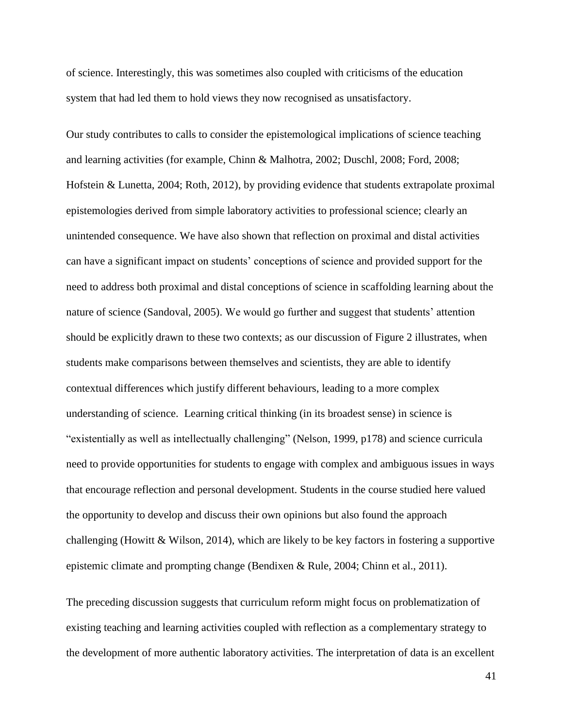of science. Interestingly, this was sometimes also coupled with criticisms of the education system that had led them to hold views they now recognised as unsatisfactory.

Our study contributes to calls to consider the epistemological implications of science teaching and learning activities (for example, Chinn & Malhotra, 2002; Duschl, 2008; Ford, 2008; Hofstein & Lunetta, 2004; Roth, 2012), by providing evidence that students extrapolate proximal epistemologies derived from simple laboratory activities to professional science; clearly an unintended consequence. We have also shown that reflection on proximal and distal activities can have a significant impact on students' conceptions of science and provided support for the need to address both proximal and distal conceptions of science in scaffolding learning about the nature of science (Sandoval, 2005). We would go further and suggest that students' attention should be explicitly drawn to these two contexts; as our discussion of Figure 2 illustrates, when students make comparisons between themselves and scientists, they are able to identify contextual differences which justify different behaviours, leading to a more complex understanding of science. Learning critical thinking (in its broadest sense) in science is "existentially as well as intellectually challenging" (Nelson, 1999, p178) and science curricula need to provide opportunities for students to engage with complex and ambiguous issues in ways that encourage reflection and personal development. Students in the course studied here valued the opportunity to develop and discuss their own opinions but also found the approach challenging (Howitt & Wilson, 2014), which are likely to be key factors in fostering a supportive epistemic climate and prompting change (Bendixen & Rule, 2004; Chinn et al., 2011).

The preceding discussion suggests that curriculum reform might focus on problematization of existing teaching and learning activities coupled with reflection as a complementary strategy to the development of more authentic laboratory activities. The interpretation of data is an excellent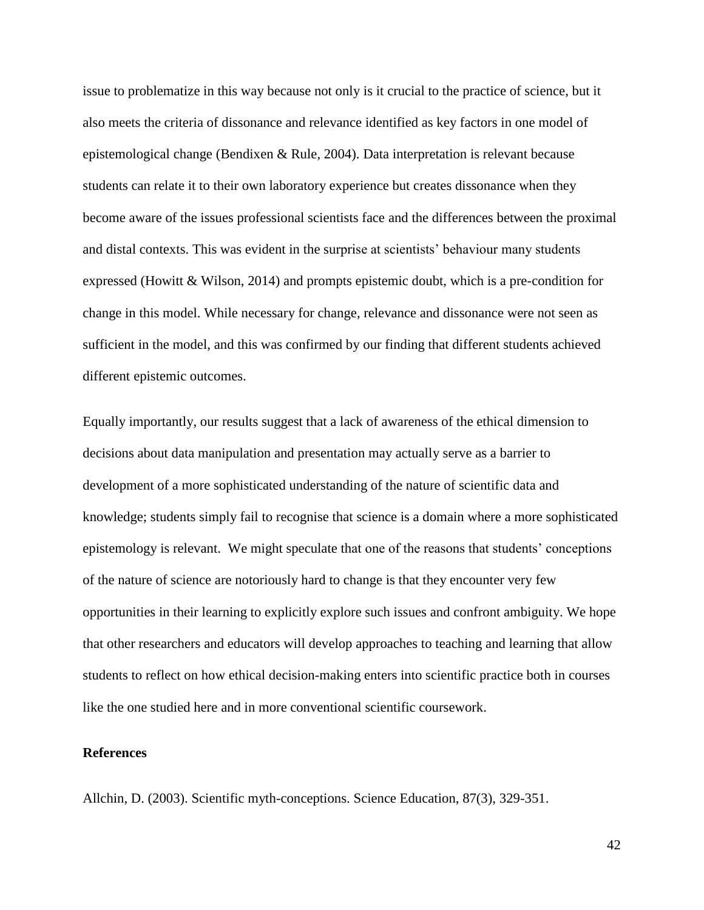issue to problematize in this way because not only is it crucial to the practice of science, but it also meets the criteria of dissonance and relevance identified as key factors in one model of epistemological change (Bendixen & Rule, 2004). Data interpretation is relevant because students can relate it to their own laboratory experience but creates dissonance when they become aware of the issues professional scientists face and the differences between the proximal and distal contexts. This was evident in the surprise at scientists' behaviour many students expressed (Howitt & Wilson, 2014) and prompts epistemic doubt, which is a pre-condition for change in this model. While necessary for change, relevance and dissonance were not seen as sufficient in the model, and this was confirmed by our finding that different students achieved different epistemic outcomes.

Equally importantly, our results suggest that a lack of awareness of the ethical dimension to decisions about data manipulation and presentation may actually serve as a barrier to development of a more sophisticated understanding of the nature of scientific data and knowledge; students simply fail to recognise that science is a domain where a more sophisticated epistemology is relevant. We might speculate that one of the reasons that students' conceptions of the nature of science are notoriously hard to change is that they encounter very few opportunities in their learning to explicitly explore such issues and confront ambiguity. We hope that other researchers and educators will develop approaches to teaching and learning that allow students to reflect on how ethical decision-making enters into scientific practice both in courses like the one studied here and in more conventional scientific coursework.

## References

Allchin, D. (2003). Scientific myth-conceptions. Science Education, 87(3), 329-351.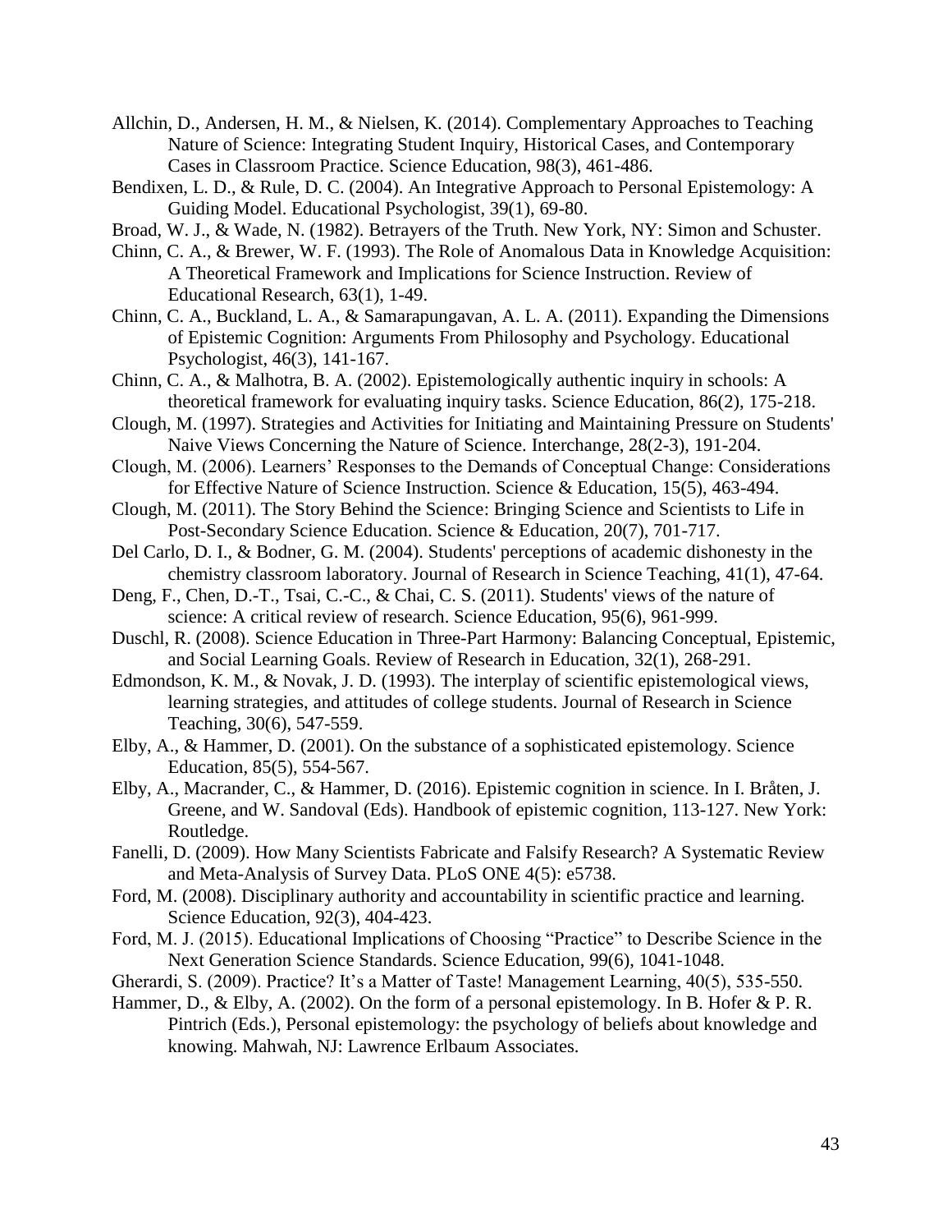Allchin, D., Andersen, H. M., & Nielsen, K. (2014). Complementary Approaches to Teaching Nature of Science: Integrating Student Inquiry, Historical Cases, and Contemporary Cases in Classroom Practice. Science Education, 98(3), 461-486.

Bendixen, L. D., & Rule, D. C. (2004). An Integrative Approach to Personal Epistemology: A Guiding Model. Educational Psychologist, 39(1), 69-80.

Broad, W. J., & Wade, N. (1982). Betrayers of the Truth. New York, NY: Simon and Schuster.

Chinn, C. A., & Brewer, W. F. (1993). The Role of Anomalous Data in Knowledge Acquisition: A Theoretical Framework and Implications for Science Instruction. Review of Educational Research, 63(1), 1-49.

Chinn, C. A., Buckland, L. A., & Samarapungavan, A. L. A. (2011). Expanding the Dimensions of Epistemic Cognition: Arguments From Philosophy and Psychology. Educational Psychologist, 46(3), 141-167.

Chinn, C. A., & Malhotra, B. A. (2002). Epistemologically authentic inquiry in schools: A theoretical framework for evaluating inquiry tasks. Science Education, 86(2), 175-218.

Clough, M. (1997). Strategies and Activities for Initiating and Maintaining Pressure on Students' Naive Views Concerning the Nature of Science. Interchange, 28(2-3), 191-204.

Clough, M. (2006). Learners' Responses to the Demands of Conceptual Change: Considerations for Effective Nature of Science Instruction. Science & Education, 15(5), 463-494.

Clough, M. (2011). The Story Behind the Science: Bringing Science and Scientists to Life in Post-Secondary Science Education. Science & Education, 20(7), 701-717.

Del Carlo, D. I., & Bodner, G. M. (2004). Students' perceptions of academic dishonesty in the chemistry classroom laboratory. Journal of Research in Science Teaching, 41(1), 47-64.

Deng, F., Chen, D.-T., Tsai, C.-C., & Chai, C. S. (2011). Students' views of the nature of science: A critical review of research. Science Education, 95(6), 961-999.

Duschl, R. (2008). Science Education in Three-Part Harmony: Balancing Conceptual, Epistemic, and Social Learning Goals. Review of Research in Education, 32(1), 268-291.

Edmondson, K. M., & Novak, J. D. (1993). The interplay of scientific epistemological views, learning strategies, and attitudes of college students. Journal of Research in Science Teaching, 30(6), 547-559.

Elby, A., & Hammer, D. (2001). On the substance of a sophisticated epistemology. Science Education, 85(5), 554-567.

Elby, A., Macrander, C., & Hammer, D. (2016). Epistemic cognition in science. In I. Bråten, J. Greene, and W. Sandoval (Eds). Handbook of epistemic cognition, 113-127. New York: Routledge.

Fanelli, D. (2009). How Many Scientists Fabricate and Falsify Research? A Systematic Review and Meta-Analysis of Survey Data. PLoS ONE 4(5): e5738.

Ford, M. (2008). Disciplinary authority and accountability in scientific practice and learning. Science Education, 92(3), 404-423.

Ford, M. J. (2015). Educational Implications of Choosing "Practice" to Describe Science in the Next Generation Science Standards. Science Education, 99(6), 1041-1048.

Gherardi, S. (2009). Practice? It's a Matter of Taste! Management Learning, 40(5), 535-550.

Hammer, D., & Elby, A. (2002). On the form of a personal epistemology. In B. Hofer & P. R. Pintrich (Eds.), Personal epistemology: the psychology of beliefs about knowledge and knowing. Mahwah, NJ: Lawrence Erlbaum Associates.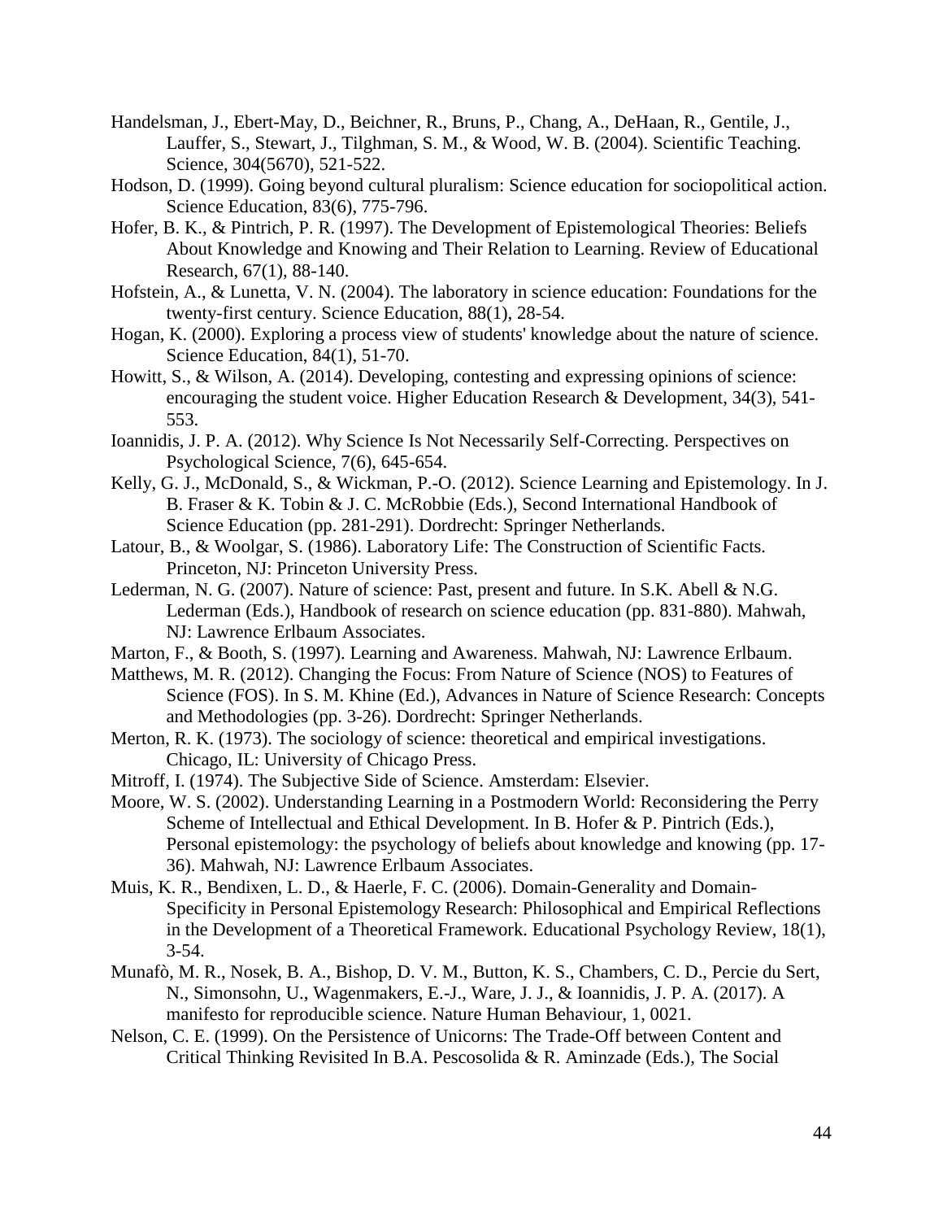Handelsman, J., Ebert-May, D., Beichner, R., Bruns, P., Chang, A., DeHaan, R., Gentile, J., Lauffer, S., Stewart, J., Tilghman, S. M., & Wood, W. B. (2004). Scientific Teaching. Science, 304(5670), 521-522.

Hodson, D. (1999). Going beyond cultural pluralism: Science education for sociopolitical action. Science Education, 83(6), 775-796.

Hofer, B. K., & Pintrich, P. R. (1997). The Development of Epistemological Theories: Beliefs About Knowledge and Knowing and Their Relation to Learning. Review of Educational Research, 67(1), 88-140.

Hofstein, A., & Lunetta, V. N. (2004). The laboratory in science education: Foundations for the twenty-first century. Science Education, 88(1), 28-54.

Hogan, K. (2000). Exploring a process view of students' knowledge about the nature of science. Science Education, 84(1), 51-70.

Howitt, S., & Wilson, A. (2014). Developing, contesting and expressing opinions of science: encouraging the student voice. Higher Education Research & Development, 34(3), 541-553.

Ioannidis, J. P. A. (2012). Why Science Is Not Necessarily Self-Correcting. Perspectives on Psychological Science, 7(6), 645-654.

Kelly, G. J., McDonald, S., & Wickman, P.-O. (2012). Science Learning and Epistemology. In J. B. Fraser & K. Tobin & J. C. McRobbie (Eds.), Second International Handbook of Science Education (pp. 281-291). Dordrecht: Springer Netherlands.

Latour, B., & Woolgar, S. (1986). Laboratory Life: The Construction of Scientific Facts. Princeton, NJ: Princeton University Press.

Lederman, N. G. (2007). Nature of science: Past, present and future. In S.K. Abell & N.G. Lederman (Eds.), Handbook of research on science education (pp. 831-880). Mahwah, NJ: Lawrence Erlbaum Associates.

Marton, F., & Booth, S. (1997). Learning and Awareness. Mahwah, NJ: Lawrence Erlbaum.

Matthews, M. R. (2012). Changing the Focus: From Nature of Science (NOS) to Features of Science (FOS). In S. M. Khine (Ed.), Advances in Nature of Science Research: Concepts and Methodologies (pp. 3-26). Dordrecht: Springer Netherlands.

Merton, R. K. (1973). The sociology of science: theoretical and empirical investigations. Chicago, IL: University of Chicago Press.

Mitroff, I. (1974). The Subjective Side of Science. Amsterdam: Elsevier.

Moore, W. S. (2002). Understanding Learning in a Postmodern World: Reconsidering the Perry Scheme of Intellectual and Ethical Development. In B. Hofer & P. Pintrich (Eds.), Personal epistemology: the psychology of beliefs about knowledge and knowing (pp. 17-36). Mahwah, NJ: Lawrence Erlbaum Associates.

Muis, K. R., Bendixen, L. D., & Haerle, F. C. (2006). Domain-Generality and Domain-Specificity in Personal Epistemology Research: Philosophical and Empirical Reflections in the Development of a Theoretical Framework. Educational Psychology Review, 18(1), 3-54.

Munafò, M. R., Nosek, B. A., Bishop, D. V. M., Button, K. S., Chambers, C. D., Percie du Sert, N., Simonsohn, U., Wagenmakers, E.-J., Ware, J. J., & Ioannidis, J. P. A. (2017). A manifesto for reproducible science. Nature Human Behaviour, 1, 0021.

Nelson, C. E. (1999). On the Persistence of Unicorns: The Trade-Off between Content and Critical Thinking Revisited In B.A. Pescosolida & R. Aminzade (Eds.), The Social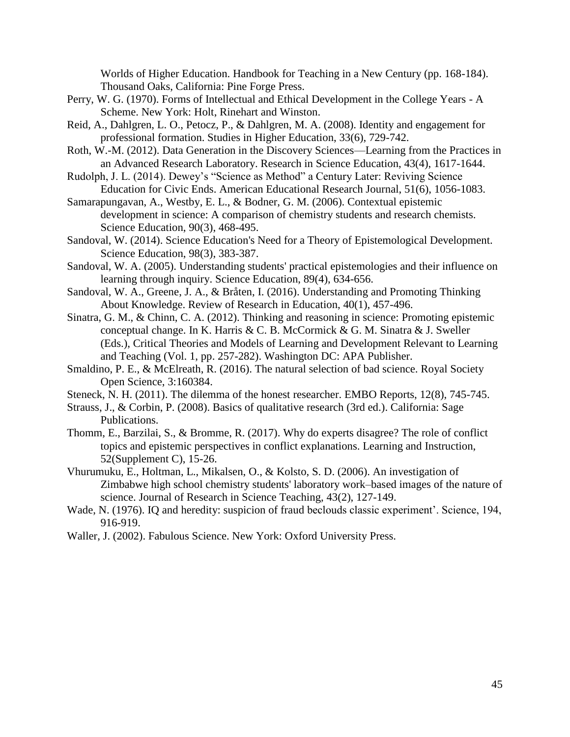Worlds of Higher Education. Handbook for Teaching in a New Century (pp. 168-184). Thousand Oaks, California: Pine Forge Press.

Perry, W. G. (1970). Forms of Intellectual and Ethical Development in the College Years - A Scheme. New York: Holt, Rinehart and Winston.

Reid, A., Dahlgren, L. O., Petocz, P., & Dahlgren, M. A. (2008). Identity and engagement for professional formation. Studies in Higher Education, 33(6), 729-742.

Roth, W.-M. (2012). Data Generation in the Discovery Sciences—Learning from the Practices in an Advanced Research Laboratory. Research in Science Education, 43(4), 1617-1644.

Rudolph, J. L. (2014). Dewey's "Science as Method" a Century Later: Reviving Science Education for Civic Ends. American Educational Research Journal, 51(6), 1056-1083.

Samarapungavan, A., Westby, E. L., & Bodner, G. M. (2006). Contextual epistemic development in science: A comparison of chemistry students and research chemists. Science Education, 90(3), 468-495.

Sandoval, W. (2014). Science Education's Need for a Theory of Epistemological Development. Science Education, 98(3), 383-387.

Sandoval, W. A. (2005). Understanding students' practical epistemologies and their influence on learning through inquiry. Science Education, 89(4), 634-656.

Sandoval, W. A., Greene, J. A., & Bråten, I. (2016). Understanding and Promoting Thinking About Knowledge. Review of Research in Education, 40(1), 457-496.

Sinatra, G. M., & Chinn, C. A. (2012). Thinking and reasoning in science: Promoting epistemic conceptual change. In K. Harris & C. B. McCormick & G. M. Sinatra & J. Sweller (Eds.), Critical Theories and Models of Learning and Development Relevant to Learning and Teaching (Vol. 1, pp. 257-282). Washington DC: APA Publisher.

Smaldino, P. E., & McElreath, R. (2016). The natural selection of bad science. Royal Society Open Science, 3:160384.

Steneck, N. H. (2011). The dilemma of the honest researcher. EMBO Reports, 12(8), 745-745.

Strauss, J., & Corbin, P. (2008). Basics of qualitative research (3rd ed.). California: Sage Publications.

Thomm, E., Barzilai, S., & Bromme, R. (2017). Why do experts disagree? The role of conflict topics and epistemic perspectives in conflict explanations. Learning and Instruction, 52(Supplement C), 15-26.

Vhurumuku, E., Holtman, L., Mikalsen, O., & Kolsto, S. D. (2006). An investigation of Zimbabwe high school chemistry students' laboratory work–based images of the nature of science. Journal of Research in Science Teaching, 43(2), 127-149.

Wade, N. (1976). IQ and heredity: suspicion of fraud beclouds classic experiment'. Science, 194, 916-919.

Waller, J. (2002). Fabulous Science. New York: Oxford University Press.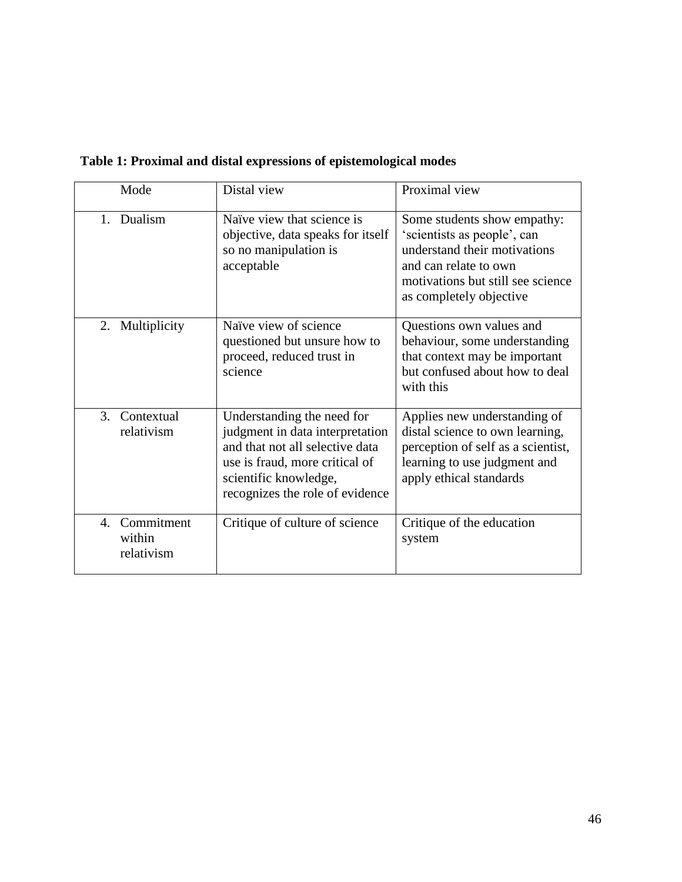**Table 1: Proximal and distal expressions of epistemological modes**

| Mode | Distal view | Proximal view |
|---|---|---|
| 1. Dualism | Naïve view that science is objective, data speaks for itself so no manipulation is acceptable | Some students show empathy: 'scientists as people', can understand their motivations and can relate to own motivations but still see science as completely objective |
| 2. Multiplicity | Naïve view of science questioned but unsure how to proceed, reduced trust in science | Questions own values and behaviour, some understanding that context may be important but confused about how to deal with this |
| 3. Contextual relativism | Understanding the need for judgment in data interpretation and that not all selective data use is fraud, more critical of scientific knowledge, recognizes the role of evidence | Applies new understanding of distal science to own learning, perception of self as a scientist, learning to use judgment and apply ethical standards |
| 4. Commitment within relativism | Critique of culture of science | Critique of the education system |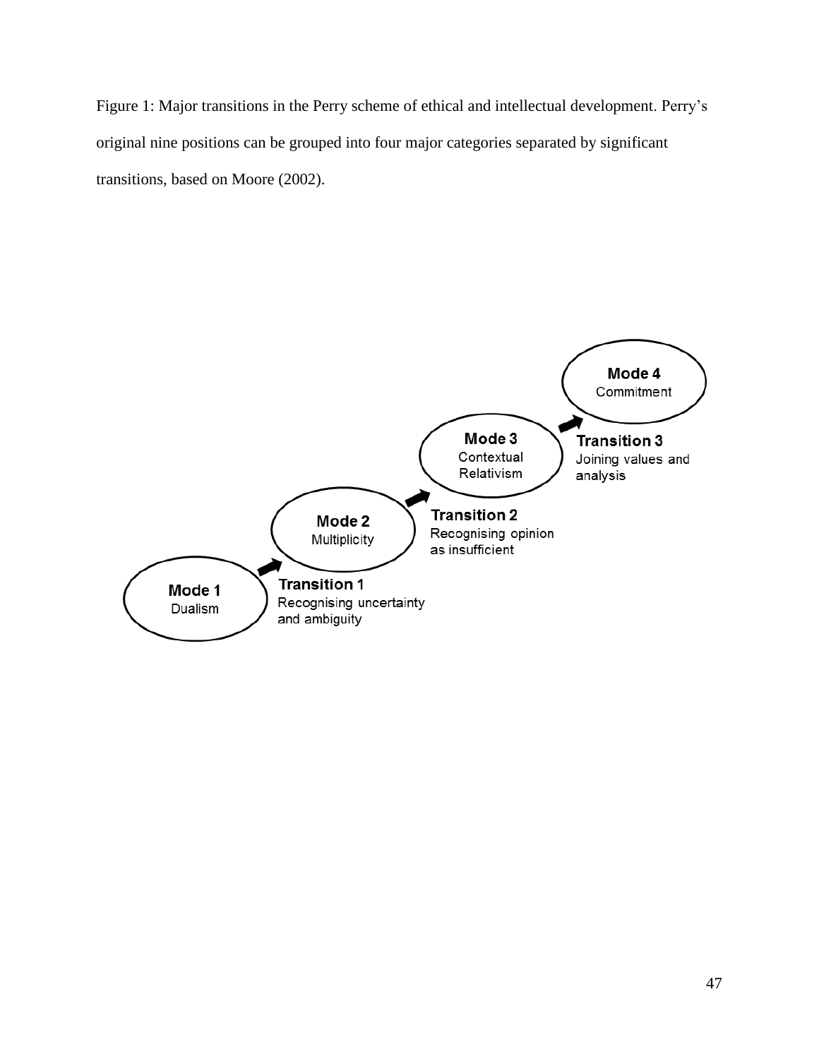Figure 1: Major transitions in the Perry scheme of ethical and intellectual development. Perry's original nine positions can be grouped into four major categories separated by significant transitions, based on Moore (2002).

**Mode 1**
Dualism

**Transition 1**
Recognising uncertainty and ambiguity

**Mode 2**
Multiplicity

**Transition 2**
Recognising opinion as insufficient

**Mode 3**
Contextual Relativism

**Transition 3**
Joining values and analysis

**Mode 4**
Commitment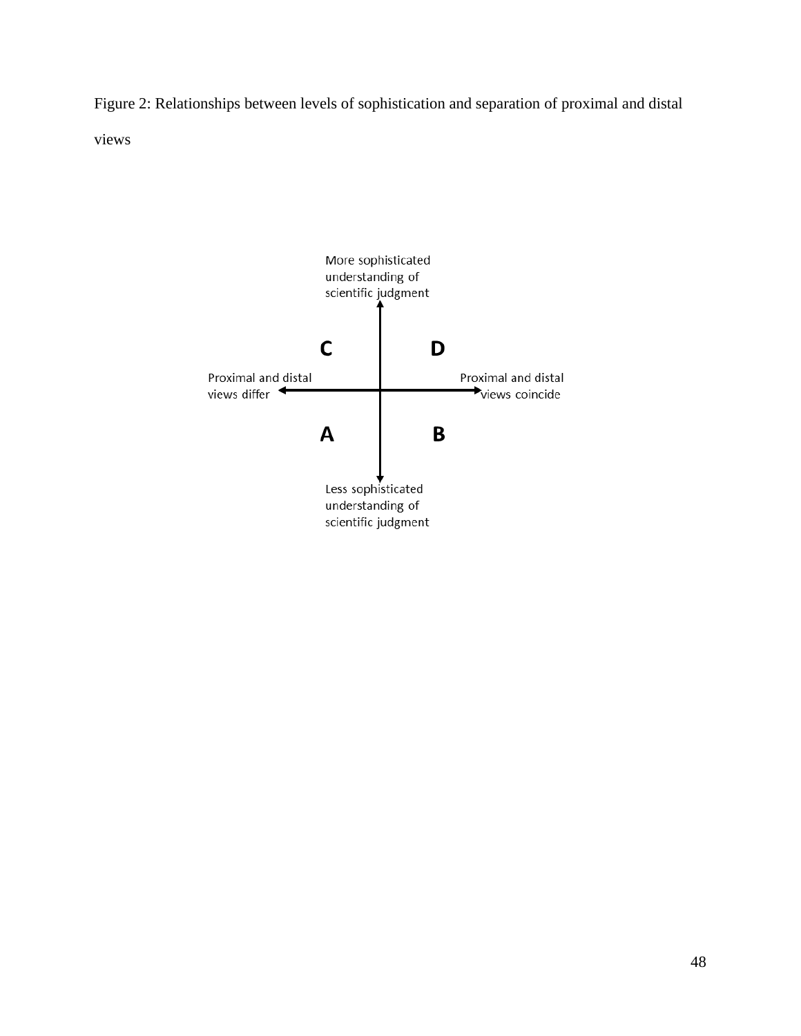Figure 2: Relationships between levels of sophistication and separation of proximal and distal views

More sophisticated understanding of scientific judgment

C

D

Proximal and distal views differ

Proximal and distal views coincide

A

B

Less sophisticated understanding of scientific judgment